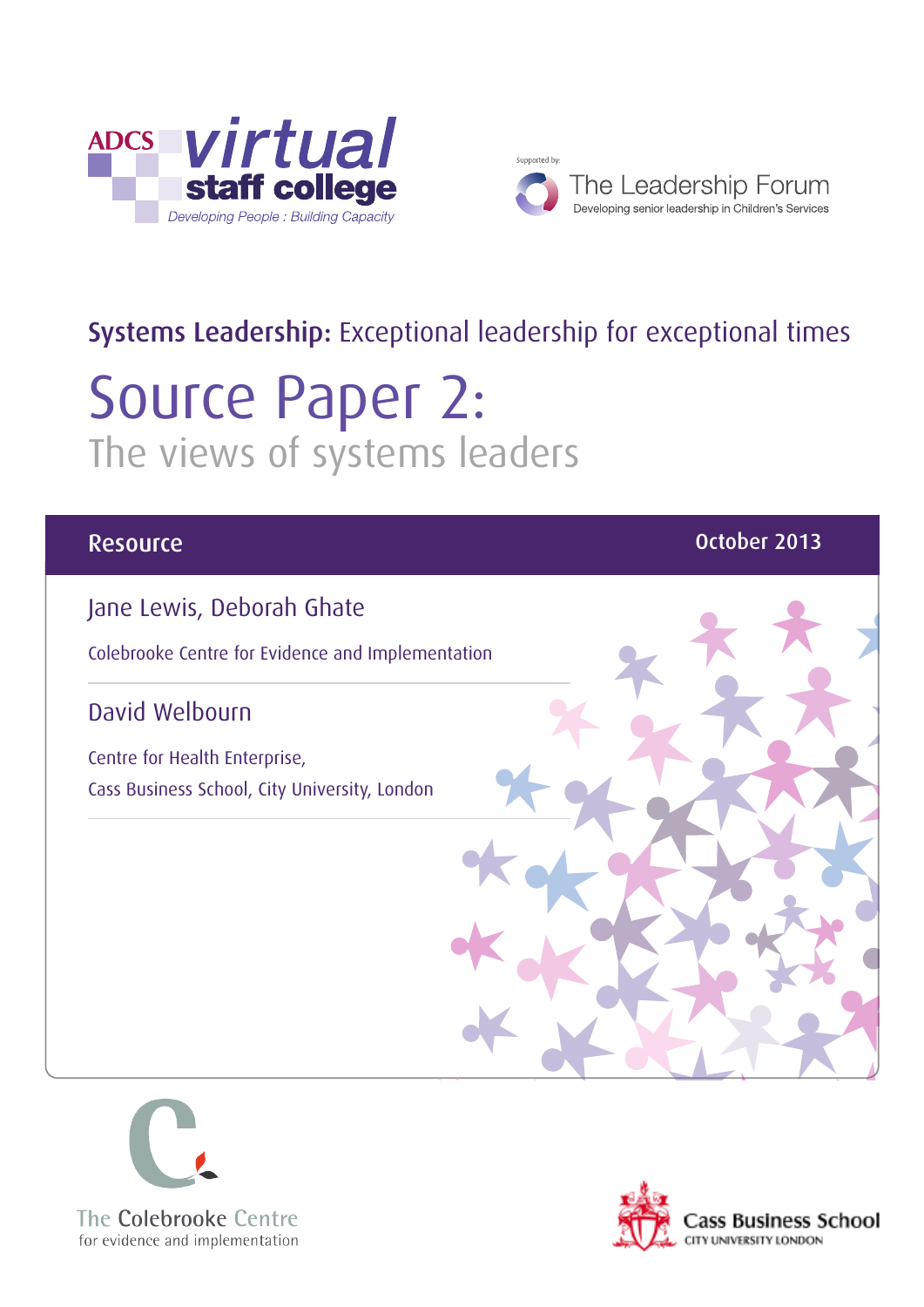ADCS virtual staff college

*Developing People : Building Capacity*

Supported by:

The Leadership Forum

Developing senior leadership in Children's Services

**Systems Leadership:** Exceptional leadership for exceptional times

# Source Paper 2:

## The views of systems leaders

**Resource** | **October 2013**

Jane Lewis, Deborah Ghate

Colebrooke Centre for Evidence and Implementation

David Welbourn

Centre for Health Enterprise,
Cass Business School, City University, London

The Colebrooke Centre for evidence and implementation

Cass Business School
CITY UNIVERSITY LONDON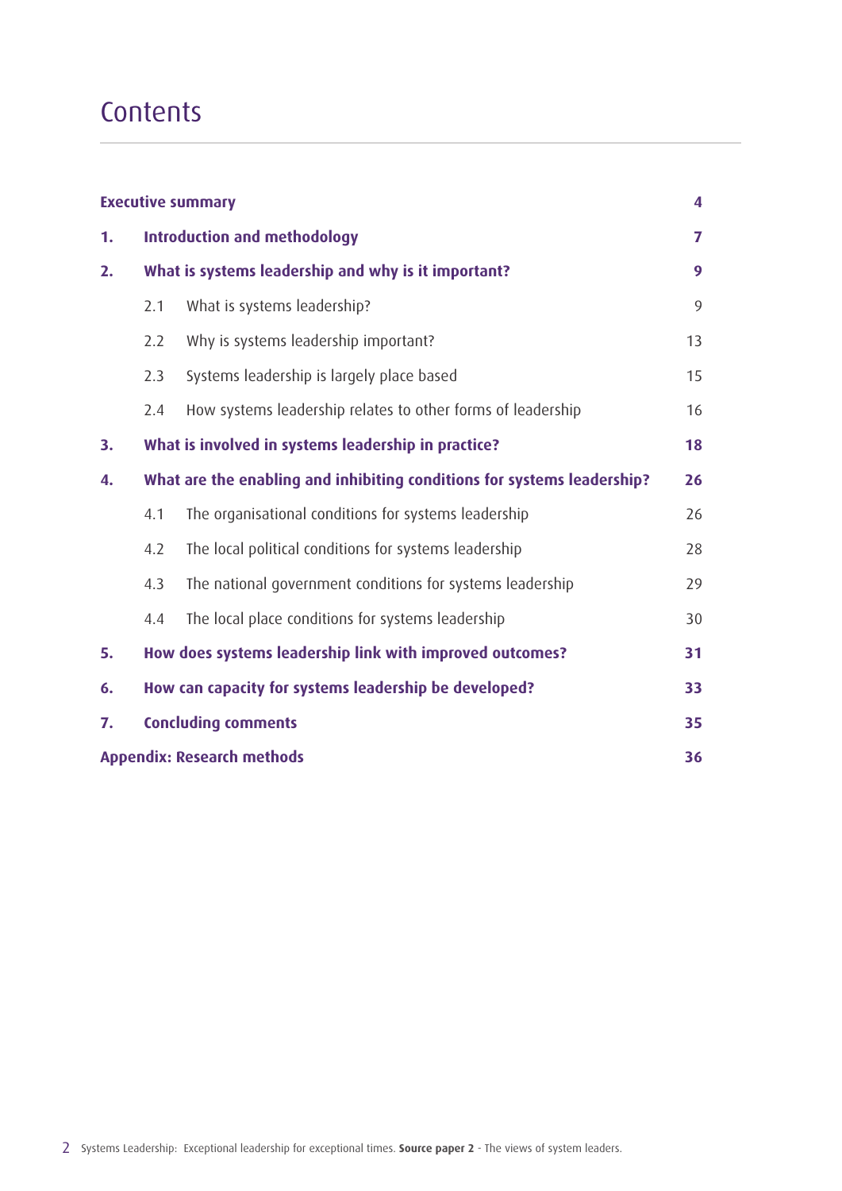# Contents

| | | |
|---|---|---|
| **Executive summary** | | **4** |
| **1.** | **Introduction and methodology** | **7** |
| **2.** | **What is systems leadership and why is it important?** | **9** |
| | 2.1 What is systems leadership? | 9 |
| | 2.2 Why is systems leadership important? | 13 |
| | 2.3 Systems leadership is largely place based | 15 |
| | 2.4 How systems leadership relates to other forms of leadership | 16 |
| **3.** | **What is involved in systems leadership in practice?** | **18** |
| **4.** | **What are the enabling and inhibiting conditions for systems leadership?** | **26** |
| | 4.1 The organisational conditions for systems leadership | 26 |
| | 4.2 The local political conditions for systems leadership | 28 |
| | 4.3 The national government conditions for systems leadership | 29 |
| | 4.4 The local place conditions for systems leadership | 30 |
| **5.** | **How does systems leadership link with improved outcomes?** | **31** |
| **6.** | **How can capacity for systems leadership be developed?** | **33** |
| **7.** | **Concluding comments** | **35** |
| **Appendix: Research methods** | | **36** |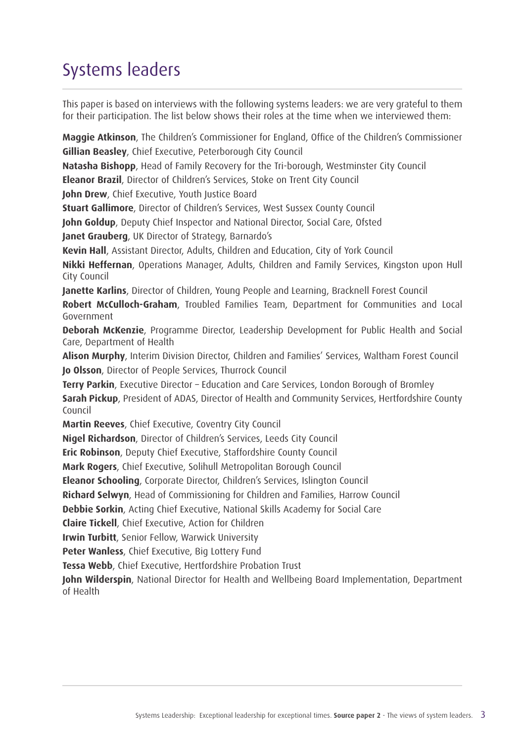# Systems leaders

This paper is based on interviews with the following systems leaders: we are very grateful to them for their participation. The list below shows their roles at the time when we interviewed them:

**Maggie Atkinson**, The Children's Commissioner for England, Office of the Children's Commissioner
**Gillian Beasley**, Chief Executive, Peterborough City Council
**Natasha Bishopp**, Head of Family Recovery for the Tri-borough, Westminster City Council
**Eleanor Brazil**, Director of Children's Services, Stoke on Trent City Council
**John Drew**, Chief Executive, Youth Justice Board
**Stuart Gallimore**, Director of Children's Services, West Sussex County Council
**John Goldup**, Deputy Chief Inspector and National Director, Social Care, Ofsted
**Janet Grauberg**, UK Director of Strategy, Barnardo's
**Kevin Hall**, Assistant Director, Adults, Children and Education, City of York Council
**Nikki Heffernan**, Operations Manager, Adults, Children and Family Services, Kingston upon Hull City Council
**Janette Karlins**, Director of Children, Young People and Learning, Bracknell Forest Council
**Robert McCulloch-Graham**, Troubled Families Team, Department for Communities and Local Government
**Deborah McKenzie**, Programme Director, Leadership Development for Public Health and Social Care, Department of Health
**Alison Murphy**, Interim Division Director, Children and Families' Services, Waltham Forest Council
**Jo Olsson**, Director of People Services, Thurrock Council
**Terry Parkin**, Executive Director – Education and Care Services, London Borough of Bromley
**Sarah Pickup**, President of ADAS, Director of Health and Community Services, Hertfordshire County Council
**Martin Reeves**, Chief Executive, Coventry City Council
**Nigel Richardson**, Director of Children's Services, Leeds City Council
**Eric Robinson**, Deputy Chief Executive, Staffordshire County Council
**Mark Rogers**, Chief Executive, Solihull Metropolitan Borough Council
**Eleanor Schooling**, Corporate Director, Children's Services, Islington Council
**Richard Selwyn**, Head of Commissioning for Children and Families, Harrow Council
**Debbie Sorkin**, Acting Chief Executive, National Skills Academy for Social Care
**Claire Tickell**, Chief Executive, Action for Children
**Irwin Turbitt**, Senior Fellow, Warwick University
**Peter Wanless**, Chief Executive, Big Lottery Fund
**Tessa Webb**, Chief Executive, Hertfordshire Probation Trust
**John Wilderspin**, National Director for Health and Wellbeing Board Implementation, Department of Health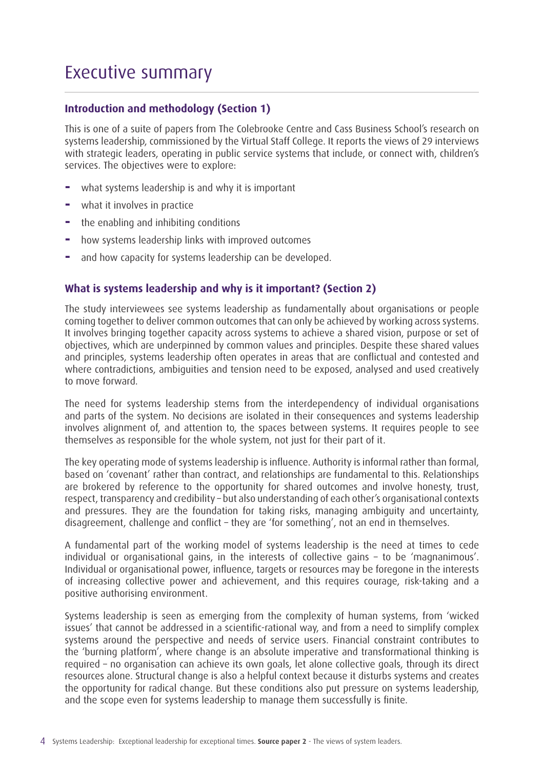# Executive summary

## Introduction and methodology (Section 1)

This is one of a suite of papers from The Colebrooke Centre and Cass Business School's research on systems leadership, commissioned by the Virtual Staff College. It reports the views of 29 interviews with strategic leaders, operating in public service systems that include, or connect with, children's services. The objectives were to explore:

- what systems leadership is and why it is important
- what it involves in practice
- the enabling and inhibiting conditions
- how systems leadership links with improved outcomes
- and how capacity for systems leadership can be developed.

## What is systems leadership and why is it important? (Section 2)

The study interviewees see systems leadership as fundamentally about organisations or people coming together to deliver common outcomes that can only be achieved by working across systems. It involves bringing together capacity across systems to achieve a shared vision, purpose or set of objectives, which are underpinned by common values and principles. Despite these shared values and principles, systems leadership often operates in areas that are conflictual and contested and where contradictions, ambiguities and tension need to be exposed, analysed and used creatively to move forward.

The need for systems leadership stems from the interdependency of individual organisations and parts of the system. No decisions are isolated in their consequences and systems leadership involves alignment of, and attention to, the spaces between systems. It requires people to see themselves as responsible for the whole system, not just for their part of it.

The key operating mode of systems leadership is influence. Authority is informal rather than formal, based on 'covenant' rather than contract, and relationships are fundamental to this. Relationships are brokered by reference to the opportunity for shared outcomes and involve honesty, trust, respect, transparency and credibility – but also understanding of each other's organisational contexts and pressures. They are the foundation for taking risks, managing ambiguity and uncertainty, disagreement, challenge and conflict – they are 'for something', not an end in themselves.

A fundamental part of the working model of systems leadership is the need at times to cede individual or organisational gains, in the interests of collective gains – to be 'magnanimous'. Individual or organisational power, influence, targets or resources may be foregone in the interests of increasing collective power and achievement, and this requires courage, risk-taking and a positive authorising environment.

Systems leadership is seen as emerging from the complexity of human systems, from 'wicked issues' that cannot be addressed in a scientific-rational way, and from a need to simplify complex systems around the perspective and needs of service users. Financial constraint contributes to the 'burning platform', where change is an absolute imperative and transformational thinking is required – no organisation can achieve its own goals, let alone collective goals, through its direct resources alone. Structural change is also a helpful context because it disturbs systems and creates the opportunity for radical change. But these conditions also put pressure on systems leadership, and the scope even for systems leadership to manage them successfully is finite.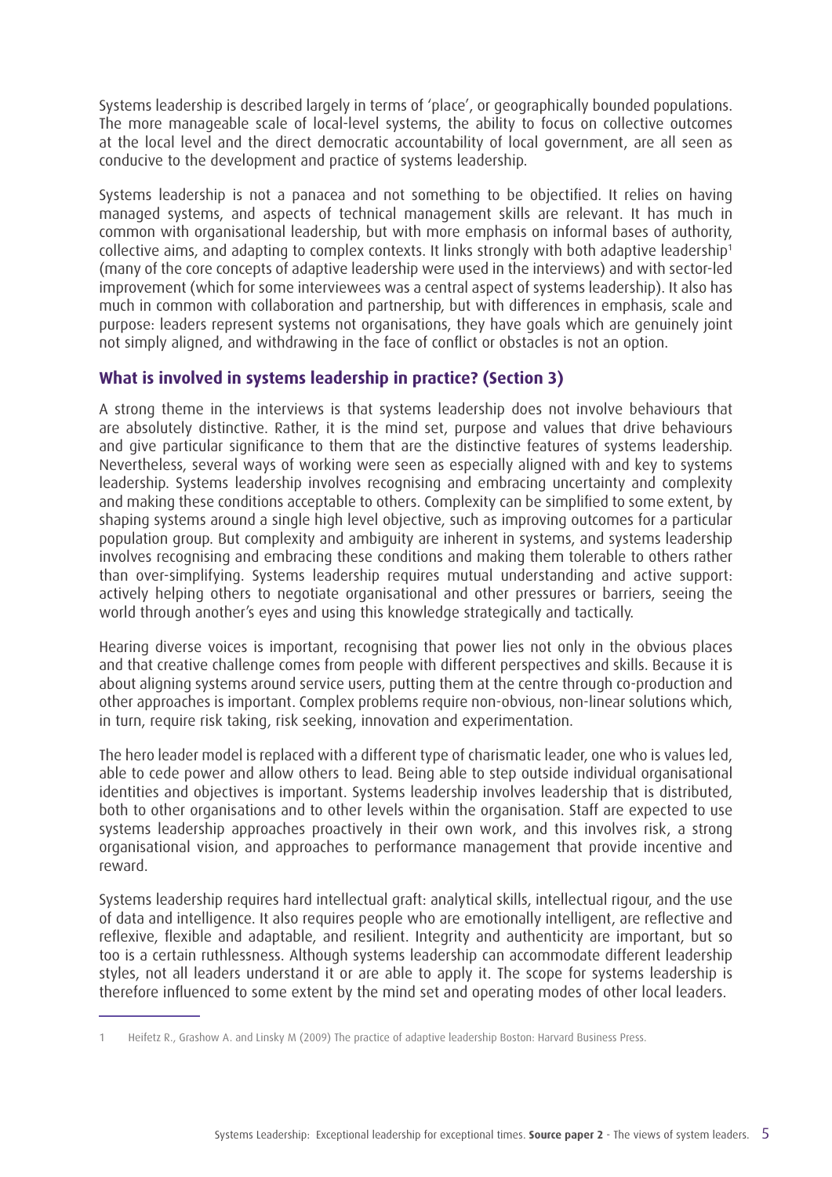Systems leadership is described largely in terms of 'place', or geographically bounded populations. The more manageable scale of local-level systems, the ability to focus on collective outcomes at the local level and the direct democratic accountability of local government, are all seen as conducive to the development and practice of systems leadership.

Systems leadership is not a panacea and not something to be objectified. It relies on having managed systems, and aspects of technical management skills are relevant. It has much in common with organisational leadership, but with more emphasis on informal bases of authority, collective aims, and adapting to complex contexts. It links strongly with both adaptive leadership[1] (many of the core concepts of adaptive leadership were used in the interviews) and with sector-led improvement (which for some interviewees was a central aspect of systems leadership). It also has much in common with collaboration and partnership, but with differences in emphasis, scale and purpose: leaders represent systems not organisations, they have goals which are genuinely joint not simply aligned, and withdrawing in the face of conflict or obstacles is not an option.

### What is involved in systems leadership in practice? (Section 3)

A strong theme in the interviews is that systems leadership does not involve behaviours that are absolutely distinctive. Rather, it is the mind set, purpose and values that drive behaviours and give particular significance to them that are the distinctive features of systems leadership. Nevertheless, several ways of working were seen as especially aligned with and key to systems leadership. Systems leadership involves recognising and embracing uncertainty and complexity and making these conditions acceptable to others. Complexity can be simplified to some extent, by shaping systems around a single high level objective, such as improving outcomes for a particular population group. But complexity and ambiguity are inherent in systems, and systems leadership involves recognising and embracing these conditions and making them tolerable to others rather than over-simplifying. Systems leadership requires mutual understanding and active support: actively helping others to negotiate organisational and other pressures or barriers, seeing the world through another's eyes and using this knowledge strategically and tactically.

Hearing diverse voices is important, recognising that power lies not only in the obvious places and that creative challenge comes from people with different perspectives and skills. Because it is about aligning systems around service users, putting them at the centre through co-production and other approaches is important. Complex problems require non-obvious, non-linear solutions which, in turn, require risk taking, risk seeking, innovation and experimentation.

The hero leader model is replaced with a different type of charismatic leader, one who is values led, able to cede power and allow others to lead. Being able to step outside individual organisational identities and objectives is important. Systems leadership involves leadership that is distributed, both to other organisations and to other levels within the organisation. Staff are expected to use systems leadership approaches proactively in their own work, and this involves risk, a strong organisational vision, and approaches to performance management that provide incentive and reward.

Systems leadership requires hard intellectual graft: analytical skills, intellectual rigour, and the use of data and intelligence. It also requires people who are emotionally intelligent, are reflective and reflexive, flexible and adaptable, and resilient. Integrity and authenticity are important, but so too is a certain ruthlessness. Although systems leadership can accommodate different leadership styles, not all leaders understand it or are able to apply it. The scope for systems leadership is therefore influenced to some extent by the mind set and operating modes of other local leaders.

---

1 Heifetz R., Grashow A. and Linsky M (2009) The practice of adaptive leadership Boston: Harvard Business Press.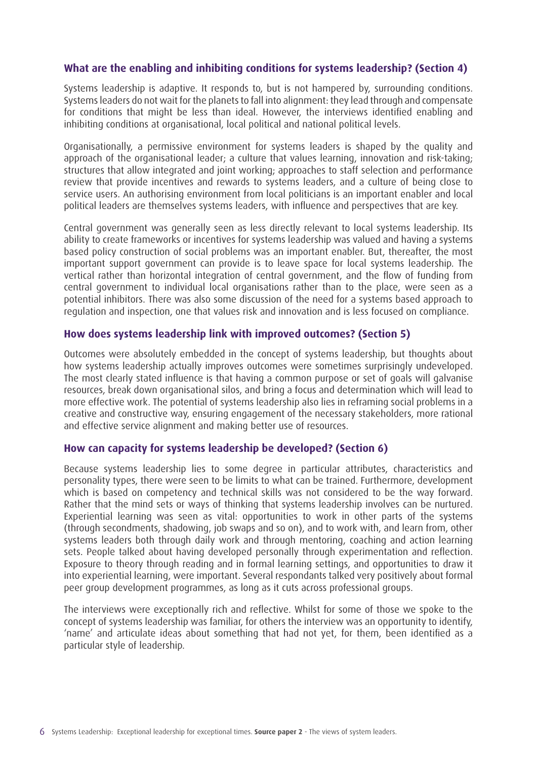### What are the enabling and inhibiting conditions for systems leadership? (Section 4)

Systems leadership is adaptive. It responds to, but is not hampered by, surrounding conditions. Systems leaders do not wait for the planets to fall into alignment: they lead through and compensate for conditions that might be less than ideal. However, the interviews identified enabling and inhibiting conditions at organisational, local political and national political levels.

Organisationally, a permissive environment for systems leaders is shaped by the quality and approach of the organisational leader; a culture that values learning, innovation and risk-taking; structures that allow integrated and joint working; approaches to staff selection and performance review that provide incentives and rewards to systems leaders, and a culture of being close to service users. An authorising environment from local politicians is an important enabler and local political leaders are themselves systems leaders, with influence and perspectives that are key.

Central government was generally seen as less directly relevant to local systems leadership. Its ability to create frameworks or incentives for systems leadership was valued and having a systems based policy construction of social problems was an important enabler. But, thereafter, the most important support government can provide is to leave space for local systems leadership. The vertical rather than horizontal integration of central government, and the flow of funding from central government to individual local organisations rather than to the place, were seen as a potential inhibitors. There was also some discussion of the need for a systems based approach to regulation and inspection, one that values risk and innovation and is less focused on compliance.

### How does systems leadership link with improved outcomes? (Section 5)

Outcomes were absolutely embedded in the concept of systems leadership, but thoughts about how systems leadership actually improves outcomes were sometimes surprisingly undeveloped. The most clearly stated influence is that having a common purpose or set of goals will galvanise resources, break down organisational silos, and bring a focus and determination which will lead to more effective work. The potential of systems leadership also lies in reframing social problems in a creative and constructive way, ensuring engagement of the necessary stakeholders, more rational and effective service alignment and making better use of resources.

### How can capacity for systems leadership be developed? (Section 6)

Because systems leadership lies to some degree in particular attributes, characteristics and personality types, there were seen to be limits to what can be trained. Furthermore, development which is based on competency and technical skills was not considered to be the way forward. Rather that the mind sets or ways of thinking that systems leadership involves can be nurtured. Experiential learning was seen as vital: opportunities to work in other parts of the systems (through secondments, shadowing, job swaps and so on), and to work with, and learn from, other systems leaders both through daily work and through mentoring, coaching and action learning sets. People talked about having developed personally through experimentation and reflection. Exposure to theory through reading and in formal learning settings, and opportunities to draw it into experiential learning, were important. Several respondants talked very positively about formal peer group development programmes, as long as it cuts across professional groups.

The interviews were exceptionally rich and reflective. Whilst for some of those we spoke to the concept of systems leadership was familiar, for others the interview was an opportunity to identify, 'name' and articulate ideas about something that had not yet, for them, been identified as a particular style of leadership.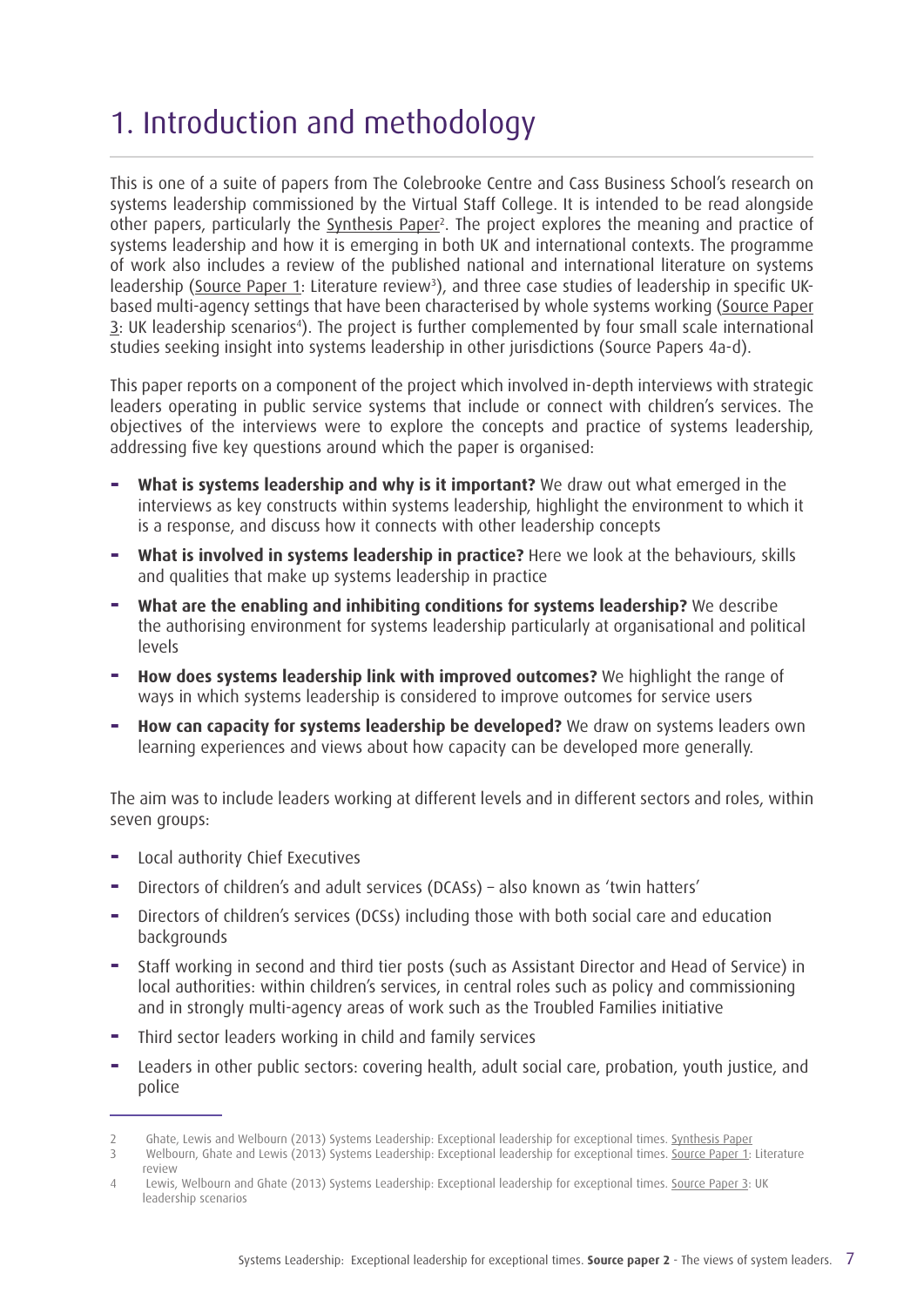# 1. Introduction and methodology

This is one of a suite of papers from The Colebrooke Centre and Cass Business School's research on systems leadership commissioned by the Virtual Staff College. It is intended to be read alongside other papers, particularly the Synthesis Paper[2]. The project explores the meaning and practice of systems leadership and how it is emerging in both UK and international contexts. The programme of work also includes a review of the published national and international literature on systems leadership (Source Paper 1: Literature review[3]), and three case studies of leadership in specific UK-based multi-agency settings that have been characterised by whole systems working (Source Paper 3: UK leadership scenarios[4]). The project is further complemented by four small scale international studies seeking insight into systems leadership in other jurisdictions (Source Papers 4a-d).

This paper reports on a component of the project which involved in-depth interviews with strategic leaders operating in public service systems that include or connect with children's services. The objectives of the interviews were to explore the concepts and practice of systems leadership, addressing five key questions around which the paper is organised:

- **What is systems leadership and why is it important?** We draw out what emerged in the interviews as key constructs within systems leadership, highlight the environment to which it is a response, and discuss how it connects with other leadership concepts
- **What is involved in systems leadership in practice?** Here we look at the behaviours, skills and qualities that make up systems leadership in practice
- **What are the enabling and inhibiting conditions for systems leadership?** We describe the authorising environment for systems leadership particularly at organisational and political levels
- **How does systems leadership link with improved outcomes?** We highlight the range of ways in which systems leadership is considered to improve outcomes for service users
- **How can capacity for systems leadership be developed?** We draw on systems leaders own learning experiences and views about how capacity can be developed more generally.

The aim was to include leaders working at different levels and in different sectors and roles, within seven groups:

- Local authority Chief Executives
- Directors of children's and adult services (DCASs) – also known as 'twin hatters'
- Directors of children's services (DCSs) including those with both social care and education backgrounds
- Staff working in second and third tier posts (such as Assistant Director and Head of Service) in local authorities: within children's services, in central roles such as policy and commissioning and in strongly multi-agency areas of work such as the Troubled Families initiative
- Third sector leaders working in child and family services
- Leaders in other public sectors: covering health, adult social care, probation, youth justice, and police

---

2 Ghate, Lewis and Welbourn (2013) Systems Leadership: Exceptional leadership for exceptional times. Synthesis Paper

3 Welbourn, Ghate and Lewis (2013) Systems Leadership: Exceptional leadership for exceptional times. Source Paper 1: Literature review

4 Lewis, Welbourn and Ghate (2013) Systems Leadership: Exceptional leadership for exceptional times. Source Paper 3: UK leadership scenarios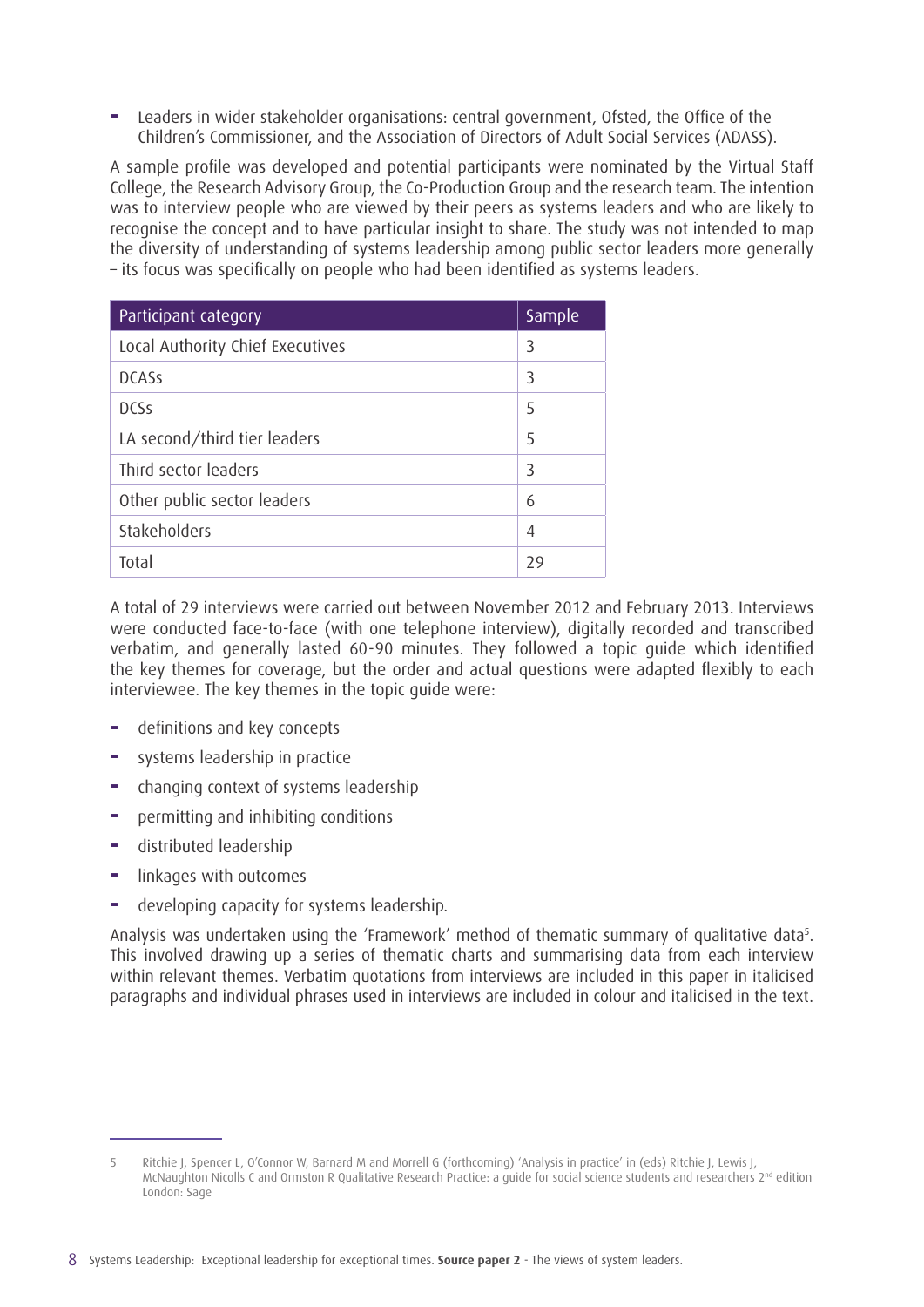- Leaders in wider stakeholder organisations: central government, Ofsted, the Office of the Children's Commissioner, and the Association of Directors of Adult Social Services (ADASS).

A sample profile was developed and potential participants were nominated by the Virtual Staff College, the Research Advisory Group, the Co-Production Group and the research team. The intention was to interview people who are viewed by their peers as systems leaders and who are likely to recognise the concept and to have particular insight to share. The study was not intended to map the diversity of understanding of systems leadership among public sector leaders more generally – its focus was specifically on people who had been identified as systems leaders.

| Participant category | Sample |
|---|---|
| Local Authority Chief Executives | 3 |
| DCASs | 3 |
| DCSs | 5 |
| LA second/third tier leaders | 5 |
| Third sector leaders | 3 |
| Other public sector leaders | 6 |
| Stakeholders | 4 |
| Total | 29 |

A total of 29 interviews were carried out between November 2012 and February 2013. Interviews were conducted face-to-face (with one telephone interview), digitally recorded and transcribed verbatim, and generally lasted 60-90 minutes. They followed a topic guide which identified the key themes for coverage, but the order and actual questions were adapted flexibly to each interviewee. The key themes in the topic guide were:

- definitions and key concepts
- systems leadership in practice
- changing context of systems leadership
- permitting and inhibiting conditions
- distributed leadership
- linkages with outcomes
- developing capacity for systems leadership.

Analysis was undertaken using the 'Framework' method of thematic summary of qualitative data[5]. This involved drawing up a series of thematic charts and summarising data from each interview within relevant themes. Verbatim quotations from interviews are included in this paper in italicised paragraphs and individual phrases used in interviews are included in colour and italicised in the text.

5 Ritchie J, Spencer L, O'Connor W, Barnard M and Morrell G (forthcoming) 'Analysis in practice' in (eds) Ritchie J, Lewis J, McNaughton Nicolls C and Ormston R Qualitative Research Practice: a guide for social science students and researchers 2nd edition London: Sage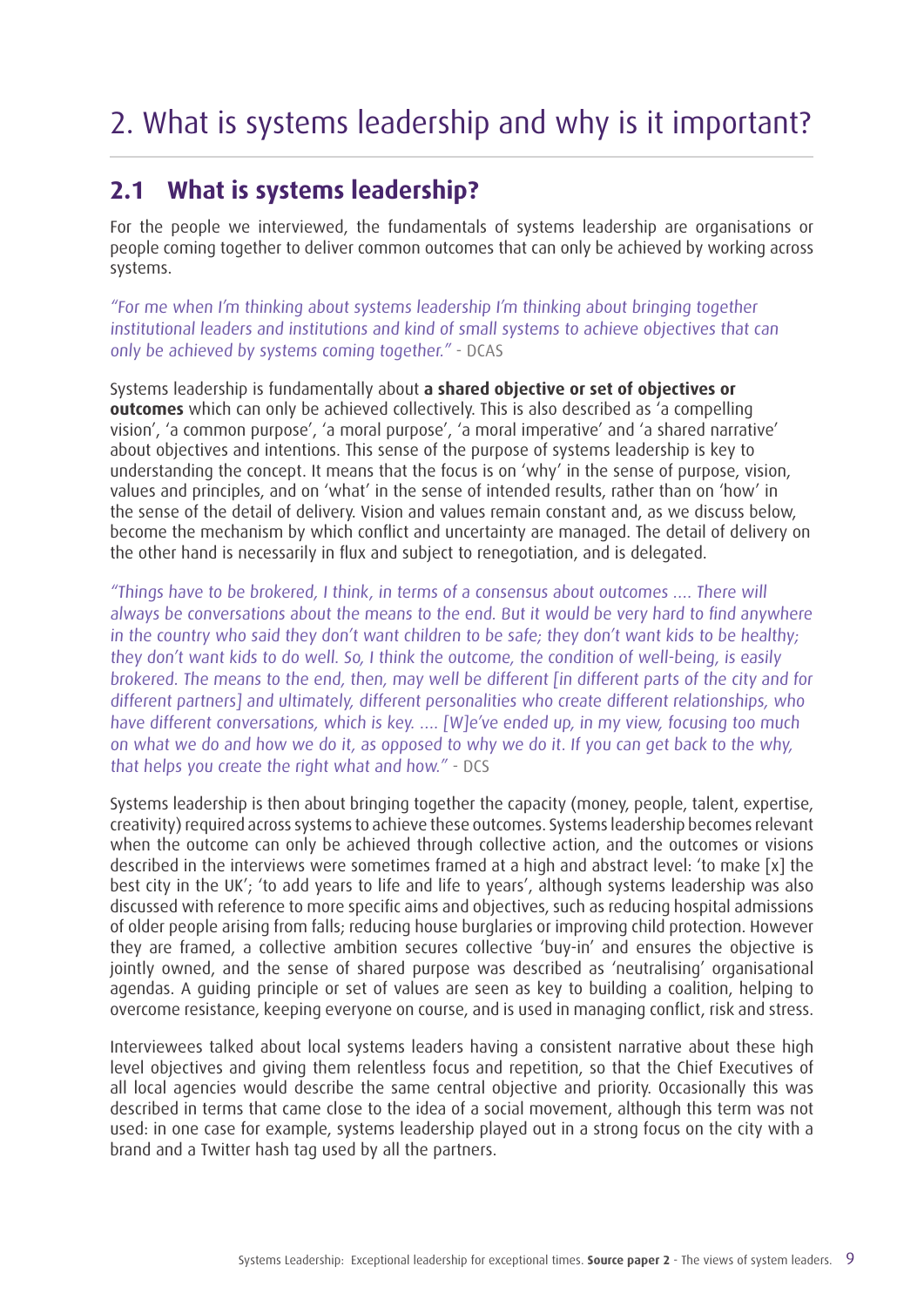# 2. What is systems leadership and why is it important?

## 2.1 What is systems leadership?

For the people we interviewed, the fundamentals of systems leadership are organisations or people coming together to deliver common outcomes that can only be achieved by working across systems.

*"For me when I'm thinking about systems leadership I'm thinking about bringing together institutional leaders and institutions and kind of small systems to achieve objectives that can only be achieved by systems coming together."* - DCAS

Systems leadership is fundamentally about **a shared objective or set of objectives or outcomes** which can only be achieved collectively. This is also described as 'a compelling vision', 'a common purpose', 'a moral purpose', 'a moral imperative' and 'a shared narrative' about objectives and intentions. This sense of the purpose of systems leadership is key to understanding the concept. It means that the focus is on 'why' in the sense of purpose, vision, values and principles, and on 'what' in the sense of intended results, rather than on 'how' in the sense of the detail of delivery. Vision and values remain constant and, as we discuss below, become the mechanism by which conflict and uncertainty are managed. The detail of delivery on the other hand is necessarily in flux and subject to renegotiation, and is delegated.

*"Things have to be brokered, I think, in terms of a consensus about outcomes .... There will always be conversations about the means to the end. But it would be very hard to find anywhere in the country who said they don't want children to be safe; they don't want kids to be healthy; they don't want kids to do well. So, I think the outcome, the condition of well-being, is easily brokered. The means to the end, then, may well be different [in different parts of the city and for different partners] and ultimately, different personalities who create different relationships, who have different conversations, which is key. .... [W]e've ended up, in my view, focusing too much on what we do and how we do it, as opposed to why we do it. If you can get back to the why, that helps you create the right what and how."* - DCS

Systems leadership is then about bringing together the capacity (money, people, talent, expertise, creativity) required across systems to achieve these outcomes. Systems leadership becomes relevant when the outcome can only be achieved through collective action, and the outcomes or visions described in the interviews were sometimes framed at a high and abstract level: 'to make [x] the best city in the UK'; 'to add years to life and life to years', although systems leadership was also discussed with reference to more specific aims and objectives, such as reducing hospital admissions of older people arising from falls; reducing house burglaries or improving child protection. However they are framed, a collective ambition secures collective 'buy-in' and ensures the objective is jointly owned, and the sense of shared purpose was described as 'neutralising' organisational agendas. A guiding principle or set of values are seen as key to building a coalition, helping to overcome resistance, keeping everyone on course, and is used in managing conflict, risk and stress.

Interviewees talked about local systems leaders having a consistent narrative about these high level objectives and giving them relentless focus and repetition, so that the Chief Executives of all local agencies would describe the same central objective and priority. Occasionally this was described in terms that came close to the idea of a social movement, although this term was not used: in one case for example, systems leadership played out in a strong focus on the city with a brand and a Twitter hash tag used by all the partners.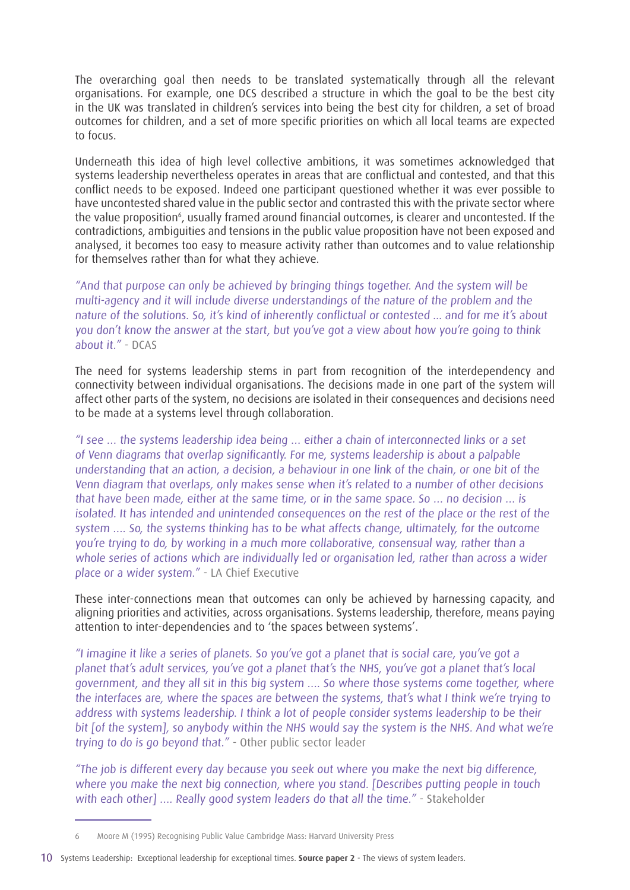The overarching goal then needs to be translated systematically through all the relevant organisations. For example, one DCS described a structure in which the goal to be the best city in the UK was translated in children's services into being the best city for children, a set of broad outcomes for children, and a set of more specific priorities on which all local teams are expected to focus.

Underneath this idea of high level collective ambitions, it was sometimes acknowledged that systems leadership nevertheless operates in areas that are conflictual and contested, and that this conflict needs to be exposed. Indeed one participant questioned whether it was ever possible to have uncontested shared value in the public sector and contrasted this with the private sector where the value proposition[6], usually framed around financial outcomes, is clearer and uncontested. If the contradictions, ambiguities and tensions in the public value proposition have not been exposed and analysed, it becomes too easy to measure activity rather than outcomes and to value relationship for themselves rather than for what they achieve.

*"And that purpose can only be achieved by bringing things together. And the system will be multi-agency and it will include diverse understandings of the nature of the problem and the nature of the solutions. So, it's kind of inherently conflictual or contested ... and for me it's about you don't know the answer at the start, but you've got a view about how you're going to think about it."* - DCAS

The need for systems leadership stems in part from recognition of the interdependency and connectivity between individual organisations. The decisions made in one part of the system will affect other parts of the system, no decisions are isolated in their consequences and decisions need to be made at a systems level through collaboration.

*"I see ... the systems leadership idea being ... either a chain of interconnected links or a set of Venn diagrams that overlap significantly. For me, systems leadership is about a palpable understanding that an action, a decision, a behaviour in one link of the chain, or one bit of the Venn diagram that overlaps, only makes sense when it's related to a number of other decisions that have been made, either at the same time, or in the same space. So ... no decision ... is isolated. It has intended and unintended consequences on the rest of the place or the rest of the system .... So, the systems thinking has to be what affects change, ultimately, for the outcome you're trying to do, by working in a much more collaborative, consensual way, rather than a whole series of actions which are individually led or organisation led, rather than across a wider place or a wider system."* - LA Chief Executive

These inter-connections mean that outcomes can only be achieved by harnessing capacity, and aligning priorities and activities, across organisations. Systems leadership, therefore, means paying attention to inter-dependencies and to 'the spaces between systems'.

*"I imagine it like a series of planets. So you've got a planet that is social care, you've got a planet that's adult services, you've got a planet that's the NHS, you've got a planet that's local government, and they all sit in this big system .... So where those systems come together, where the interfaces are, where the spaces are between the systems, that's what I think we're trying to address with systems leadership. I think a lot of people consider systems leadership to be their bit [of the system], so anybody within the NHS would say the system is the NHS. And what we're trying to do is go beyond that."* - Other public sector leader

*"The job is different every day because you seek out where you make the next big difference, where you make the next big connection, where you stand. [Describes putting people in touch with each other] .... Really good system leaders do that all the time."* - Stakeholder

---

6 Moore M (1995) Recognising Public Value Cambridge Mass: Harvard University Press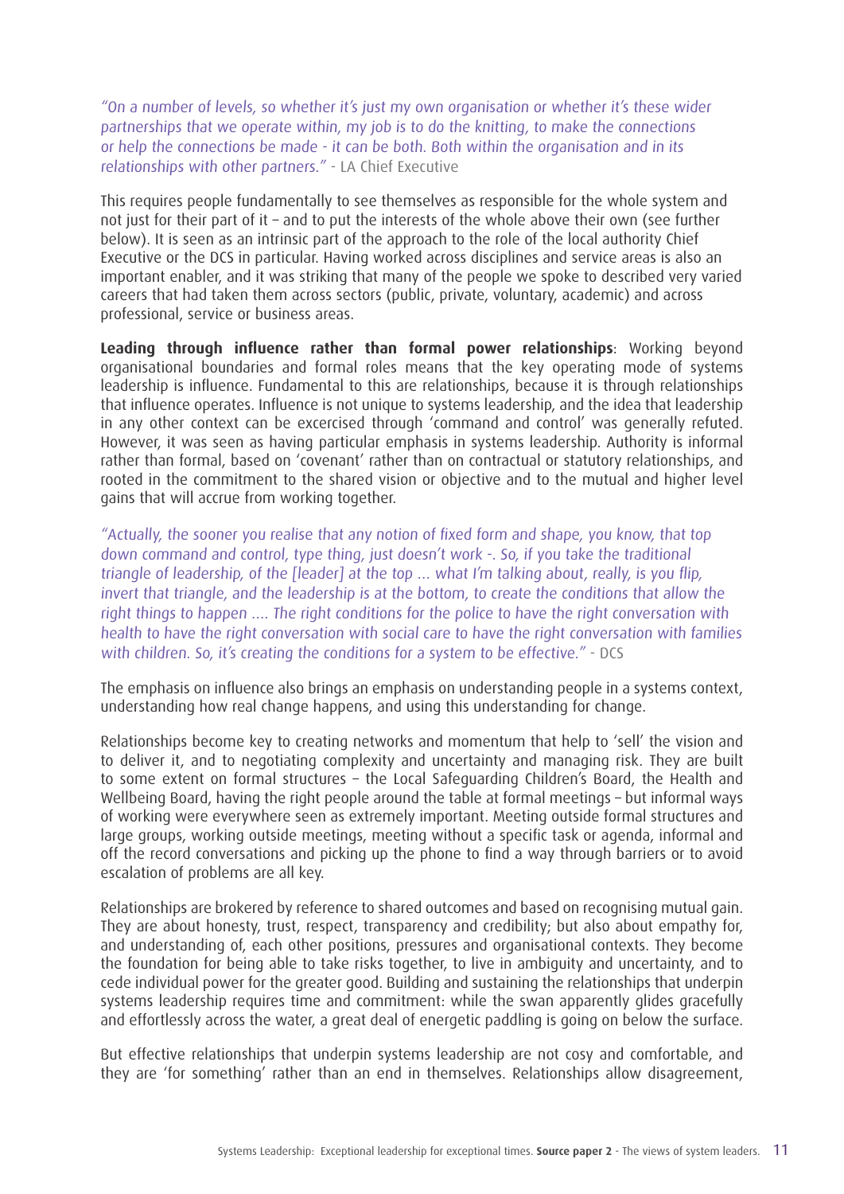*"On a number of levels, so whether it's just my own organisation or whether it's these wider partnerships that we operate within, my job is to do the knitting, to make the connections or help the connections be made - it can be both. Both within the organisation and in its relationships with other partners."* - LA Chief Executive

This requires people fundamentally to see themselves as responsible for the whole system and not just for their part of it – and to put the interests of the whole above their own (see further below). It is seen as an intrinsic part of the approach to the role of the local authority Chief Executive or the DCS in particular. Having worked across disciplines and service areas is also an important enabler, and it was striking that many of the people we spoke to described very varied careers that had taken them across sectors (public, private, voluntary, academic) and across professional, service or business areas.

**Leading through influence rather than formal power relationships**: Working beyond organisational boundaries and formal roles means that the key operating mode of systems leadership is influence. Fundamental to this are relationships, because it is through relationships that influence operates. Influence is not unique to systems leadership, and the idea that leadership in any other context can be excercised through 'command and control' was generally refuted. However, it was seen as having particular emphasis in systems leadership. Authority is informal rather than formal, based on 'covenant' rather than on contractual or statutory relationships, and rooted in the commitment to the shared vision or objective and to the mutual and higher level gains that will accrue from working together.

*"Actually, the sooner you realise that any notion of fixed form and shape, you know, that top down command and control, type thing, just doesn't work -. So, if you take the traditional triangle of leadership, of the [leader] at the top ... what I'm talking about, really, is you flip, invert that triangle, and the leadership is at the bottom, to create the conditions that allow the right things to happen .... The right conditions for the police to have the right conversation with health to have the right conversation with social care to have the right conversation with families with children. So, it's creating the conditions for a system to be effective."* - DCS

The emphasis on influence also brings an emphasis on understanding people in a systems context, understanding how real change happens, and using this understanding for change.

Relationships become key to creating networks and momentum that help to 'sell' the vision and to deliver it, and to negotiating complexity and uncertainty and managing risk. They are built to some extent on formal structures – the Local Safeguarding Children's Board, the Health and Wellbeing Board, having the right people around the table at formal meetings – but informal ways of working were everywhere seen as extremely important. Meeting outside formal structures and large groups, working outside meetings, meeting without a specific task or agenda, informal and off the record conversations and picking up the phone to find a way through barriers or to avoid escalation of problems are all key.

Relationships are brokered by reference to shared outcomes and based on recognising mutual gain. They are about honesty, trust, respect, transparency and credibility; but also about empathy for, and understanding of, each other positions, pressures and organisational contexts. They become the foundation for being able to take risks together, to live in ambiguity and uncertainty, and to cede individual power for the greater good. Building and sustaining the relationships that underpin systems leadership requires time and commitment: while the swan apparently glides gracefully and effortlessly across the water, a great deal of energetic paddling is going on below the surface.

But effective relationships that underpin systems leadership are not cosy and comfortable, and they are 'for something' rather than an end in themselves. Relationships allow disagreement,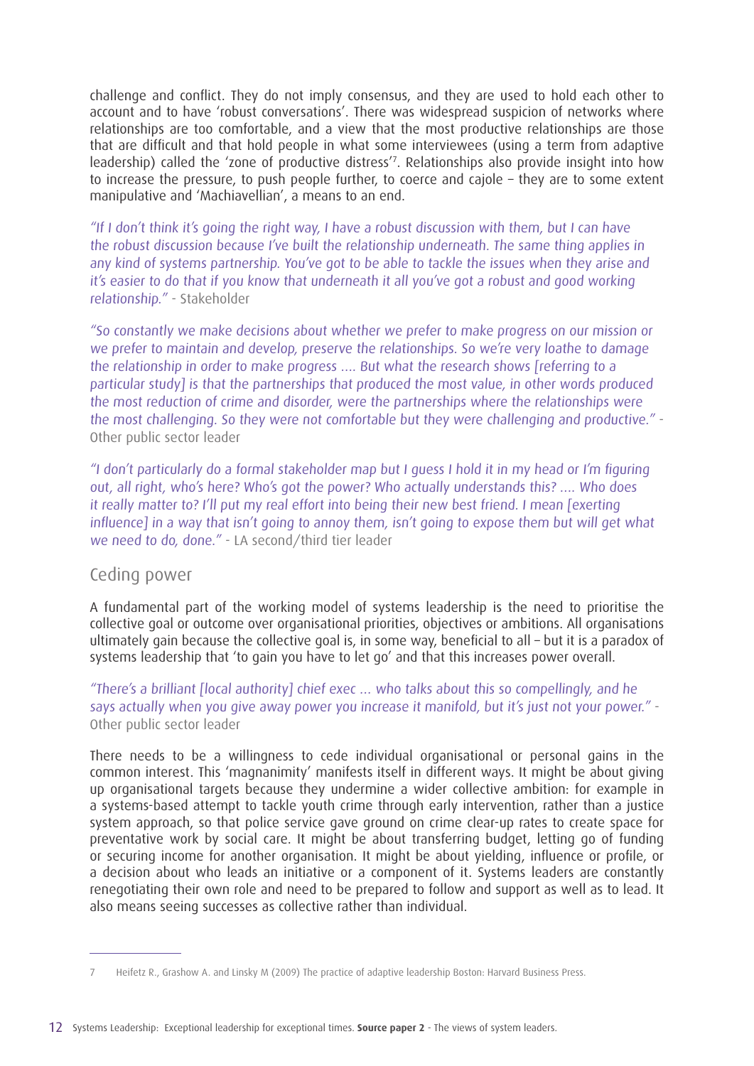challenge and conflict. They do not imply consensus, and they are used to hold each other to account and to have 'robust conversations'. There was widespread suspicion of networks where relationships are too comfortable, and a view that the most productive relationships are those that are difficult and that hold people in what some interviewees (using a term from adaptive leadership) called the 'zone of productive distress'[7]. Relationships also provide insight into how to increase the pressure, to push people further, to coerce and cajole – they are to some extent manipulative and 'Machiavellian', a means to an end.

*"If I don't think it's going the right way, I have a robust discussion with them, but I can have the robust discussion because I've built the relationship underneath. The same thing applies in any kind of systems partnership. You've got to be able to tackle the issues when they arise and it's easier to do that if you know that underneath it all you've got a robust and good working relationship."* - Stakeholder

*"So constantly we make decisions about whether we prefer to make progress on our mission or we prefer to maintain and develop, preserve the relationships. So we're very loathe to damage the relationship in order to make progress .... But what the research shows [referring to a particular study] is that the partnerships that produced the most value, in other words produced the most reduction of crime and disorder, were the partnerships where the relationships were the most challenging. So they were not comfortable but they were challenging and productive."* - Other public sector leader

*"I don't particularly do a formal stakeholder map but I guess I hold it in my head or I'm figuring out, all right, who's here? Who's got the power? Who actually understands this? .... Who does it really matter to? I'll put my real effort into being their new best friend. I mean [exerting influence] in a way that isn't going to annoy them, isn't going to expose them but will get what we need to do, done."* - LA second/third tier leader

## Ceding power

A fundamental part of the working model of systems leadership is the need to prioritise the collective goal or outcome over organisational priorities, objectives or ambitions. All organisations ultimately gain because the collective goal is, in some way, beneficial to all – but it is a paradox of systems leadership that 'to gain you have to let go' and that this increases power overall.

*"There's a brilliant [local authority] chief exec ... who talks about this so compellingly, and he says actually when you give away power you increase it manifold, but it's just not your power."* - Other public sector leader

There needs to be a willingness to cede individual organisational or personal gains in the common interest. This 'magnanimity' manifests itself in different ways. It might be about giving up organisational targets because they undermine a wider collective ambition: for example in a systems-based attempt to tackle youth crime through early intervention, rather than a justice system approach, so that police service gave ground on crime clear-up rates to create space for preventative work by social care. It might be about transferring budget, letting go of funding or securing income for another organisation. It might be about yielding, influence or profile, or a decision about who leads an initiative or a component of it. Systems leaders are constantly renegotiating their own role and need to be prepared to follow and support as well as to lead. It also means seeing successes as collective rather than individual.

---

7 Heifetz R., Grashow A. and Linsky M (2009) The practice of adaptive leadership Boston: Harvard Business Press.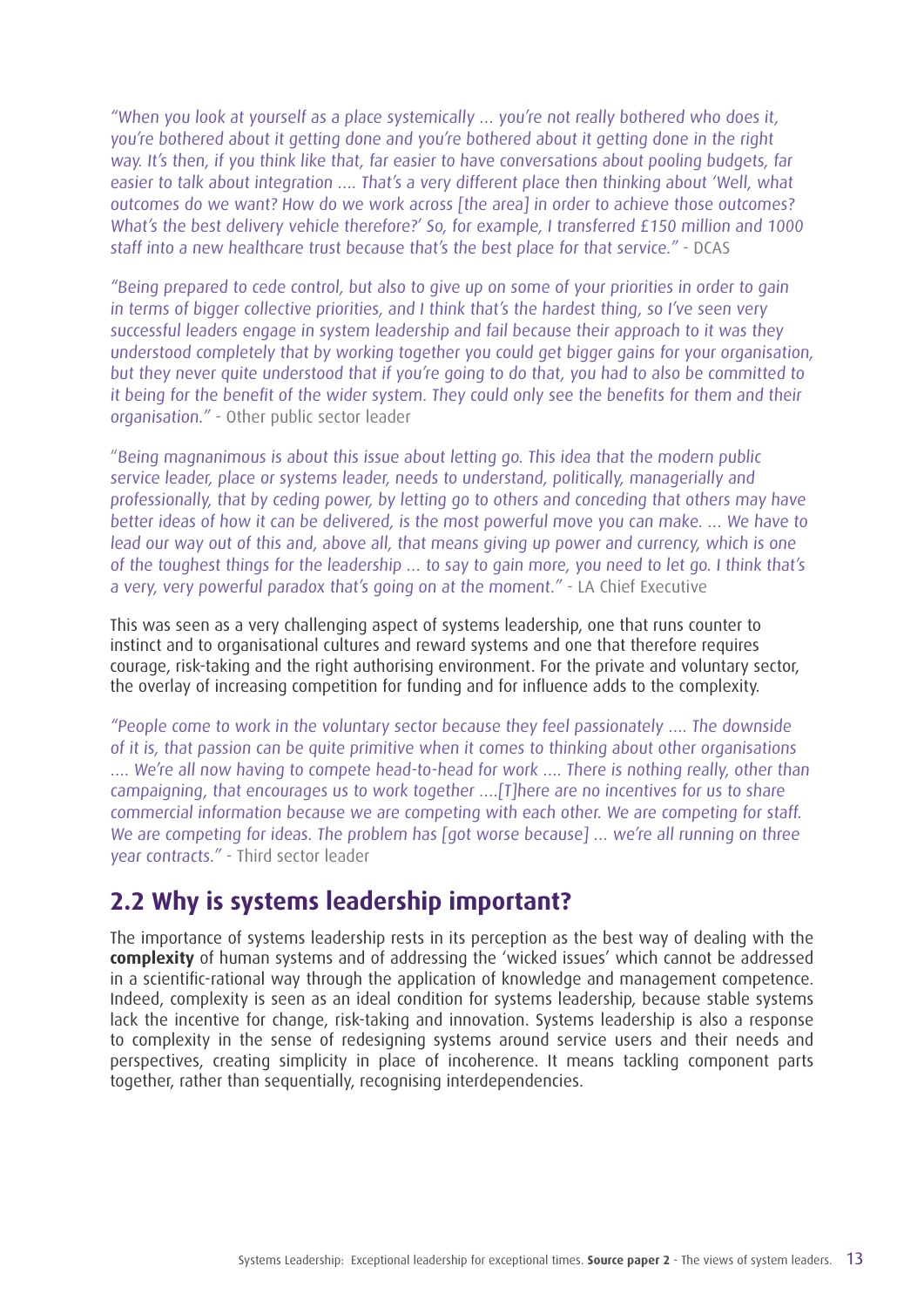*"When you look at yourself as a place systemically ... you're not really bothered who does it, you're bothered about it getting done and you're bothered about it getting done in the right way. It's then, if you think like that, far easier to have conversations about pooling budgets, far easier to talk about integration .... That's a very different place then thinking about 'Well, what outcomes do we want? How do we work across [the area] in order to achieve those outcomes? What's the best delivery vehicle therefore?' So, for example, I transferred £150 million and 1000 staff into a new healthcare trust because that's the best place for that service."* - DCAS

*"Being prepared to cede control, but also to give up on some of your priorities in order to gain in terms of bigger collective priorities, and I think that's the hardest thing, so I've seen very successful leaders engage in system leadership and fail because their approach to it was they understood completely that by working together you could get bigger gains for your organisation, but they never quite understood that if you're going to do that, you had to also be committed to it being for the benefit of the wider system. They could only see the benefits for them and their organisation."* - Other public sector leader

*"Being magnanimous is about this issue about letting go. This idea that the modern public service leader, place or systems leader, needs to understand, politically, managerially and professionally, that by ceding power, by letting go to others and conceding that others may have better ideas of how it can be delivered, is the most powerful move you can make. ... We have to lead our way out of this and, above all, that means giving up power and currency, which is one of the toughest things for the leadership ... to say to gain more, you need to let go. I think that's a very, very powerful paradox that's going on at the moment."* - LA Chief Executive

This was seen as a very challenging aspect of systems leadership, one that runs counter to instinct and to organisational cultures and reward systems and one that therefore requires courage, risk-taking and the right authorising environment. For the private and voluntary sector, the overlay of increasing competition for funding and for influence adds to the complexity.

*"People come to work in the voluntary sector because they feel passionately .... The downside of it is, that passion can be quite primitive when it comes to thinking about other organisations .... We're all now having to compete head-to-head for work .... There is nothing really, other than campaigning, that encourages us to work together ....[T]here are no incentives for us to share commercial information because we are competing with each other. We are competing for staff. We are competing for ideas. The problem has [got worse because] ... we're all running on three year contracts."* - Third sector leader

## 2.2 Why is systems leadership important?

The importance of systems leadership rests in its perception as the best way of dealing with the **complexity** of human systems and of addressing the 'wicked issues' which cannot be addressed in a scientific-rational way through the application of knowledge and management competence. Indeed, complexity is seen as an ideal condition for systems leadership, because stable systems lack the incentive for change, risk-taking and innovation. Systems leadership is also a response to complexity in the sense of redesigning systems around service users and their needs and perspectives, creating simplicity in place of incoherence. It means tackling component parts together, rather than sequentially, recognising interdependencies.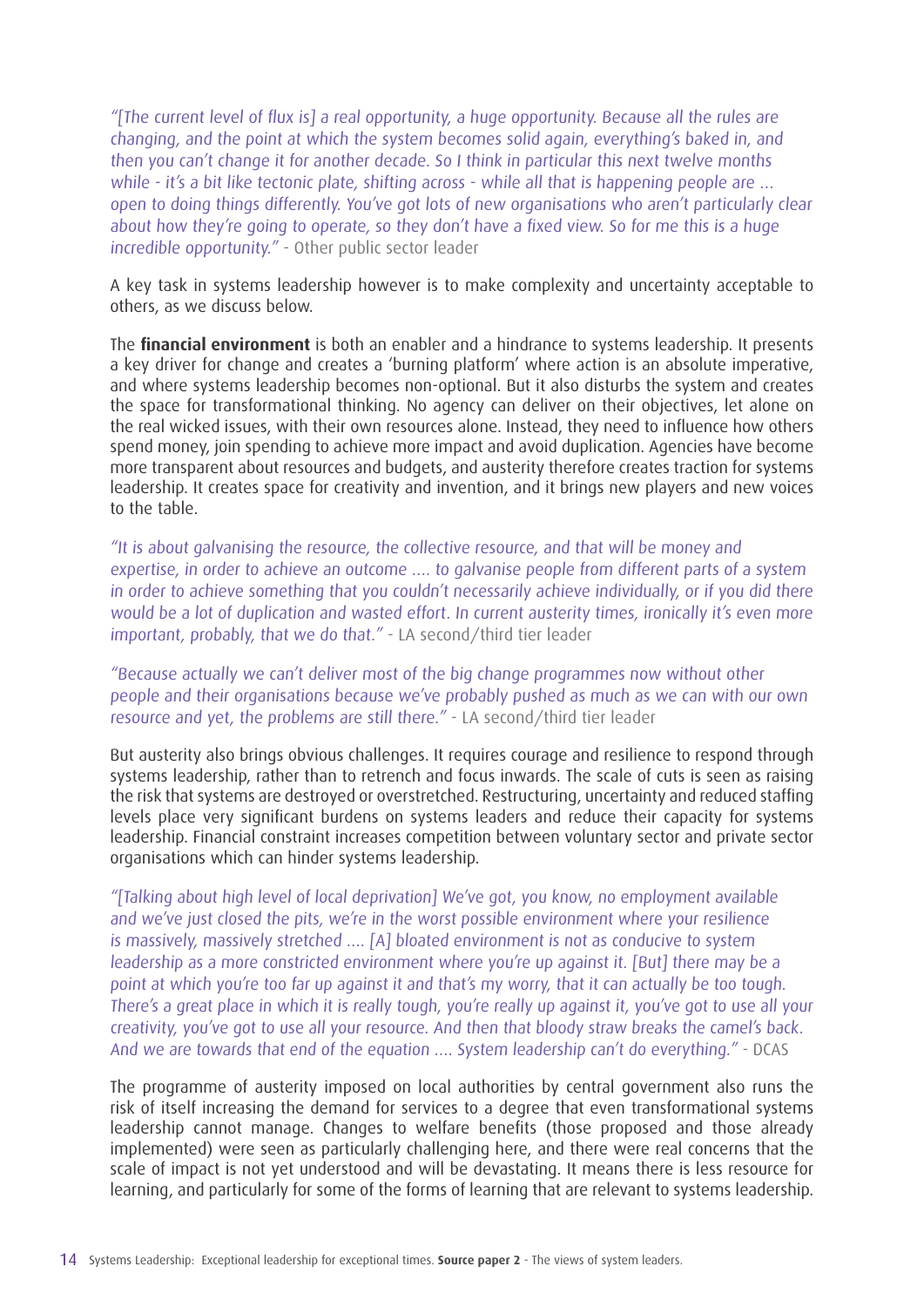*"[The current level of flux is] a real opportunity, a huge opportunity. Because all the rules are changing, and the point at which the system becomes solid again, everything's baked in, and then you can't change it for another decade. So I think in particular this next twelve months while - it's a bit like tectonic plate, shifting across - while all that is happening people are ... open to doing things differently. You've got lots of new organisations who aren't particularly clear about how they're going to operate, so they don't have a fixed view. So for me this is a huge incredible opportunity."* - Other public sector leader

A key task in systems leadership however is to make complexity and uncertainty acceptable to others, as we discuss below.

The **financial environment** is both an enabler and a hindrance to systems leadership. It presents a key driver for change and creates a 'burning platform' where action is an absolute imperative, and where systems leadership becomes non-optional. But it also disturbs the system and creates the space for transformational thinking. No agency can deliver on their objectives, let alone on the real wicked issues, with their own resources alone. Instead, they need to influence how others spend money, join spending to achieve more impact and avoid duplication. Agencies have become more transparent about resources and budgets, and austerity therefore creates traction for systems leadership. It creates space for creativity and invention, and it brings new players and new voices to the table.

*"It is about galvanising the resource, the collective resource, and that will be money and expertise, in order to achieve an outcome .... to galvanise people from different parts of a system in order to achieve something that you couldn't necessarily achieve individually, or if you did there would be a lot of duplication and wasted effort. In current austerity times, ironically it's even more important, probably, that we do that."* - LA second/third tier leader

*"Because actually we can't deliver most of the big change programmes now without other people and their organisations because we've probably pushed as much as we can with our own resource and yet, the problems are still there."* - LA second/third tier leader

But austerity also brings obvious challenges. It requires courage and resilience to respond through systems leadership, rather than to retrench and focus inwards. The scale of cuts is seen as raising the risk that systems are destroyed or overstretched. Restructuring, uncertainty and reduced staffing levels place very significant burdens on systems leaders and reduce their capacity for systems leadership. Financial constraint increases competition between voluntary sector and private sector organisations which can hinder systems leadership.

*"[Talking about high level of local deprivation] We've got, you know, no employment available and we've just closed the pits, we're in the worst possible environment where your resilience is massively, massively stretched .... [A] bloated environment is not as conducive to system leadership as a more constricted environment where you're up against it. [But] there may be a point at which you're too far up against it and that's my worry, that it can actually be too tough. There's a great place in which it is really tough, you're really up against it, you've got to use all your creativity, you've got to use all your resource. And then that bloody straw breaks the camel's back. And we are towards that end of the equation .... System leadership can't do everything."* - DCAS

The programme of austerity imposed on local authorities by central government also runs the risk of itself increasing the demand for services to a degree that even transformational systems leadership cannot manage. Changes to welfare benefits (those proposed and those already implemented) were seen as particularly challenging here, and there were real concerns that the scale of impact is not yet understood and will be devastating. It means there is less resource for learning, and particularly for some of the forms of learning that are relevant to systems leadership.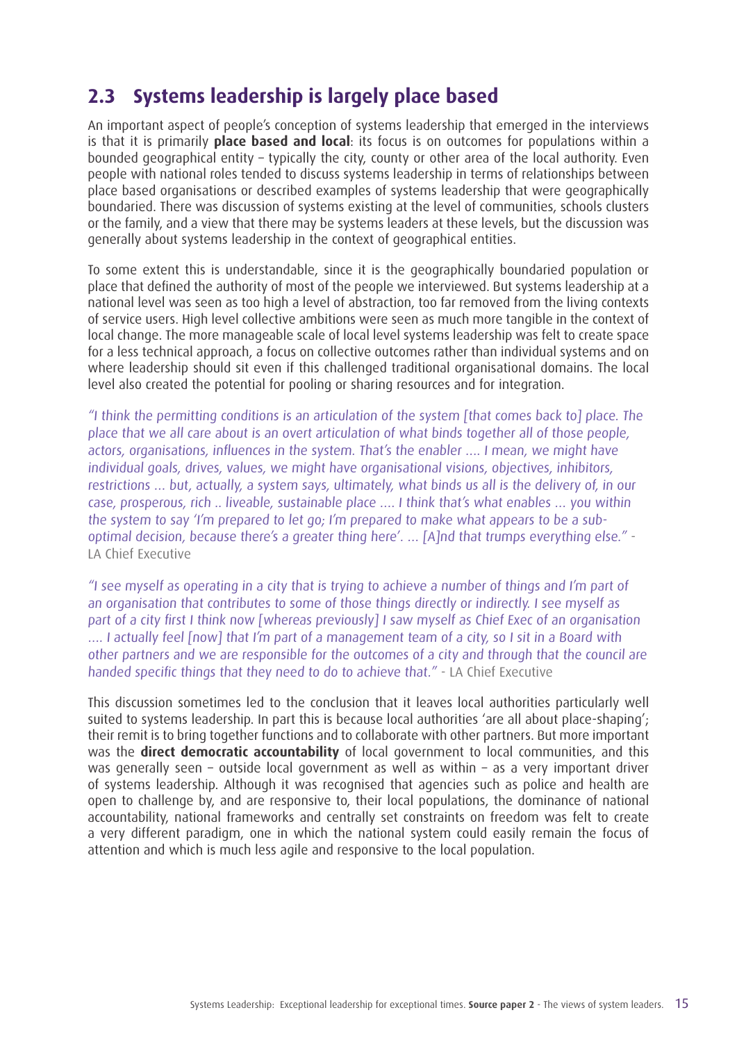## 2.3 Systems leadership is largely place based

An important aspect of people's conception of systems leadership that emerged in the interviews is that it is primarily **place based and local**: its focus is on outcomes for populations within a bounded geographical entity – typically the city, county or other area of the local authority. Even people with national roles tended to discuss systems leadership in terms of relationships between place based organisations or described examples of systems leadership that were geographically boundaried. There was discussion of systems existing at the level of communities, schools clusters or the family, and a view that there may be systems leaders at these levels, but the discussion was generally about systems leadership in the context of geographical entities.

To some extent this is understandable, since it is the geographically boundaried population or place that defined the authority of most of the people we interviewed. But systems leadership at a national level was seen as too high a level of abstraction, too far removed from the living contexts of service users. High level collective ambitions were seen as much more tangible in the context of local change. The more manageable scale of local level systems leadership was felt to create space for a less technical approach, a focus on collective outcomes rather than individual systems and on where leadership should sit even if this challenged traditional organisational domains. The local level also created the potential for pooling or sharing resources and for integration.

*"I think the permitting conditions is an articulation of the system [that comes back to] place. The place that we all care about is an overt articulation of what binds together all of those people, actors, organisations, influences in the system. That's the enabler .... I mean, we might have individual goals, drives, values, we might have organisational visions, objectives, inhibitors, restrictions ... but, actually, a system says, ultimately, what binds us all is the delivery of, in our case, prosperous, rich .. liveable, sustainable place .... I think that's what enables ... you within the system to say 'I'm prepared to let go; I'm prepared to make what appears to be a sub-optimal decision, because there's a greater thing here'. ... [A]nd that trumps everything else."* - LA Chief Executive

*"I see myself as operating in a city that is trying to achieve a number of things and I'm part of an organisation that contributes to some of those things directly or indirectly. I see myself as part of a city first I think now [whereas previously] I saw myself as Chief Exec of an organisation .... I actually feel [now] that I'm part of a management team of a city, so I sit in a Board with other partners and we are responsible for the outcomes of a city and through that the council are handed specific things that they need to do to achieve that."* - LA Chief Executive

This discussion sometimes led to the conclusion that it leaves local authorities particularly well suited to systems leadership. In part this is because local authorities 'are all about place-shaping'; their remit is to bring together functions and to collaborate with other partners. But more important was the **direct democratic accountability** of local government to local communities, and this was generally seen – outside local government as well as within – as a very important driver of systems leadership. Although it was recognised that agencies such as police and health are open to challenge by, and are responsive to, their local populations, the dominance of national accountability, national frameworks and centrally set constraints on freedom was felt to create a very different paradigm, one in which the national system could easily remain the focus of attention and which is much less agile and responsive to the local population.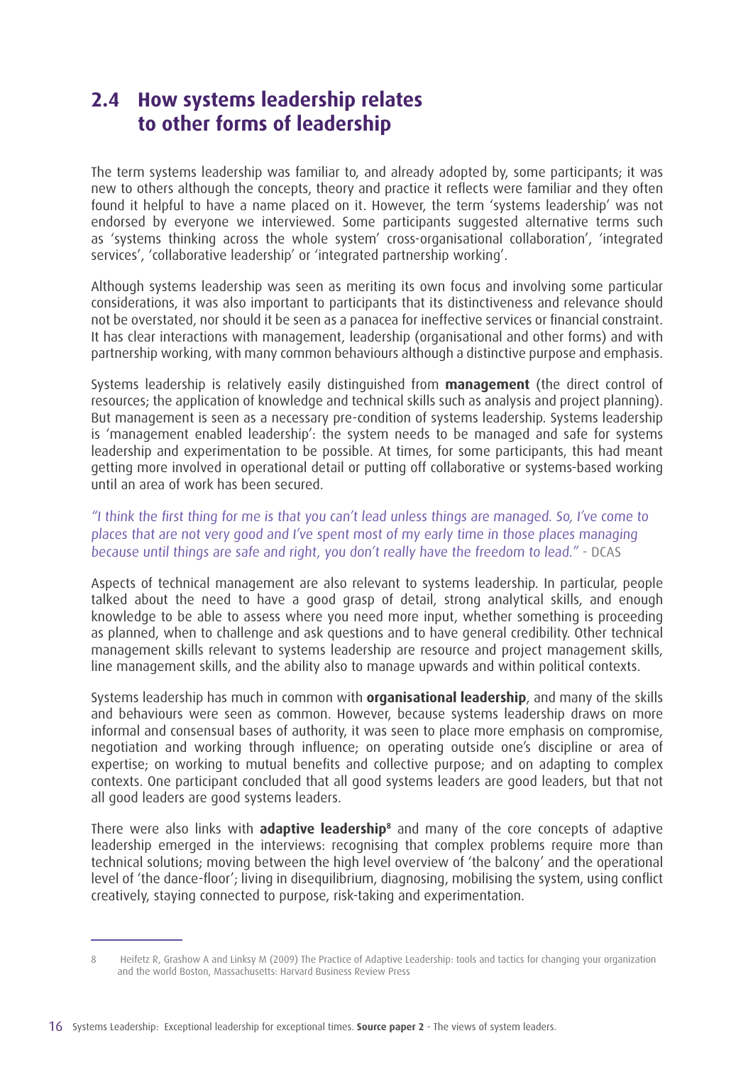## 2.4 How systems leadership relates to other forms of leadership

The term systems leadership was familiar to, and already adopted by, some participants; it was new to others although the concepts, theory and practice it reflects were familiar and they often found it helpful to have a name placed on it. However, the term 'systems leadership' was not endorsed by everyone we interviewed. Some participants suggested alternative terms such as 'systems thinking across the whole system' cross-organisational collaboration', 'integrated services', 'collaborative leadership' or 'integrated partnership working'.

Although systems leadership was seen as meriting its own focus and involving some particular considerations, it was also important to participants that its distinctiveness and relevance should not be overstated, nor should it be seen as a panacea for ineffective services or financial constraint. It has clear interactions with management, leadership (organisational and other forms) and with partnership working, with many common behaviours although a distinctive purpose and emphasis.

Systems leadership is relatively easily distinguished from **management** (the direct control of resources; the application of knowledge and technical skills such as analysis and project planning). But management is seen as a necessary pre-condition of systems leadership. Systems leadership is 'management enabled leadership': the system needs to be managed and safe for systems leadership and experimentation to be possible. At times, for some participants, this had meant getting more involved in operational detail or putting off collaborative or systems-based working until an area of work has been secured.

*"I think the first thing for me is that you can't lead unless things are managed. So, I've come to places that are not very good and I've spent most of my early time in those places managing because until things are safe and right, you don't really have the freedom to lead."* - DCAS

Aspects of technical management are also relevant to systems leadership. In particular, people talked about the need to have a good grasp of detail, strong analytical skills, and enough knowledge to be able to assess where you need more input, whether something is proceeding as planned, when to challenge and ask questions and to have general credibility. Other technical management skills relevant to systems leadership are resource and project management skills, line management skills, and the ability also to manage upwards and within political contexts.

Systems leadership has much in common with **organisational leadership**, and many of the skills and behaviours were seen as common. However, because systems leadership draws on more informal and consensual bases of authority, it was seen to place more emphasis on compromise, negotiation and working through influence; on operating outside one's discipline or area of expertise; on working to mutual benefits and collective purpose; and on adapting to complex contexts. One participant concluded that all good systems leaders are good leaders, but that not all good leaders are good systems leaders.

There were also links with **adaptive leadership**[8] and many of the core concepts of adaptive leadership emerged in the interviews: recognising that complex problems require more than technical solutions; moving between the high level overview of 'the balcony' and the operational level of 'the dance-floor'; living in disequilibrium, diagnosing, mobilising the system, using conflict creatively, staying connected to purpose, risk-taking and experimentation.

---

8 Heifetz R, Grashow A and Linksy M (2009) The Practice of Adaptive Leadership: tools and tactics for changing your organization and the world Boston, Massachusetts: Harvard Business Review Press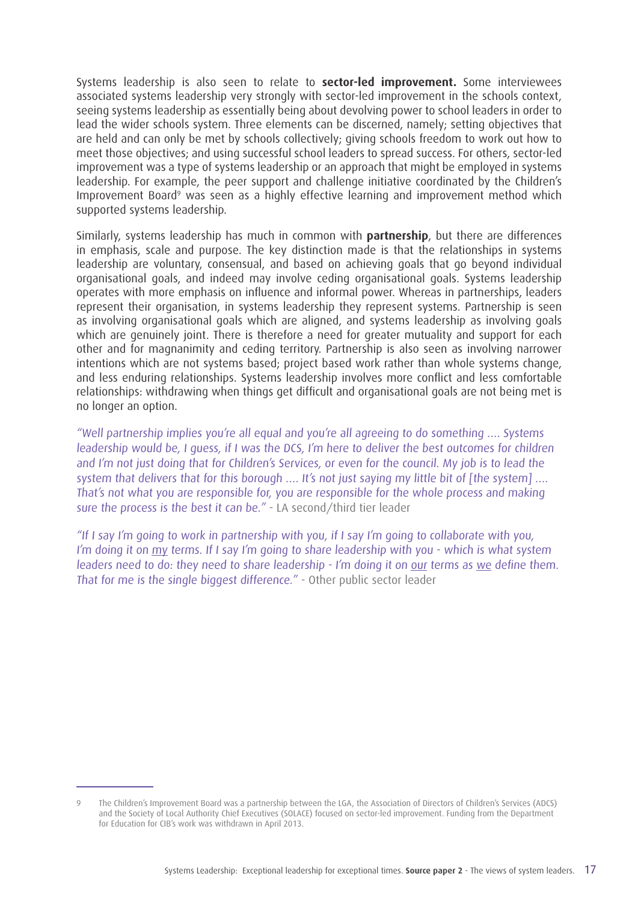Systems leadership is also seen to relate to **sector-led improvement.** Some interviewees associated systems leadership very strongly with sector-led improvement in the schools context, seeing systems leadership as essentially being about devolving power to school leaders in order to lead the wider schools system. Three elements can be discerned, namely; setting objectives that are held and can only be met by schools collectively; giving schools freedom to work out how to meet those objectives; and using successful school leaders to spread success. For others, sector-led improvement was a type of systems leadership or an approach that might be employed in systems leadership. For example, the peer support and challenge initiative coordinated by the Children's Improvement Board[9] was seen as a highly effective learning and improvement method which supported systems leadership.

Similarly, systems leadership has much in common with **partnership**, but there are differences in emphasis, scale and purpose. The key distinction made is that the relationships in systems leadership are voluntary, consensual, and based on achieving goals that go beyond individual organisational goals, and indeed may involve ceding organisational goals. Systems leadership operates with more emphasis on influence and informal power. Whereas in partnerships, leaders represent their organisation, in systems leadership they represent systems. Partnership is seen as involving organisational goals which are aligned, and systems leadership as involving goals which are genuinely joint. There is therefore a need for greater mutuality and support for each other and for magnanimity and ceding territory. Partnership is also seen as involving narrower intentions which are not systems based; project based work rather than whole systems change, and less enduring relationships. Systems leadership involves more conflict and less comfortable relationships: withdrawing when things get difficult and organisational goals are not being met is no longer an option.

*"Well partnership implies you're all equal and you're all agreeing to do something .... Systems leadership would be, I guess, if I was the DCS, I'm here to deliver the best outcomes for children and I'm not just doing that for Children's Services, or even for the council. My job is to lead the system that delivers that for this borough .... It's not just saying my little bit of [the system] .... That's not what you are responsible for, you are responsible for the whole process and making sure the process is the best it can be."* - LA second/third tier leader

*"If I say I'm going to work in partnership with you, if I say I'm going to collaborate with you, I'm doing it on my terms. If I say I'm going to share leadership with you - which is what system leaders need to do: they need to share leadership - I'm doing it on our terms as we define them. That for me is the single biggest difference."* - Other public sector leader

---

9 The Children's Improvement Board was a partnership between the LGA, the Association of Directors of Children's Services (ADCS) and the Society of Local Authority Chief Executives (SOLACE) focused on sector-led improvement. Funding from the Department for Education for CIB's work was withdrawn in April 2013.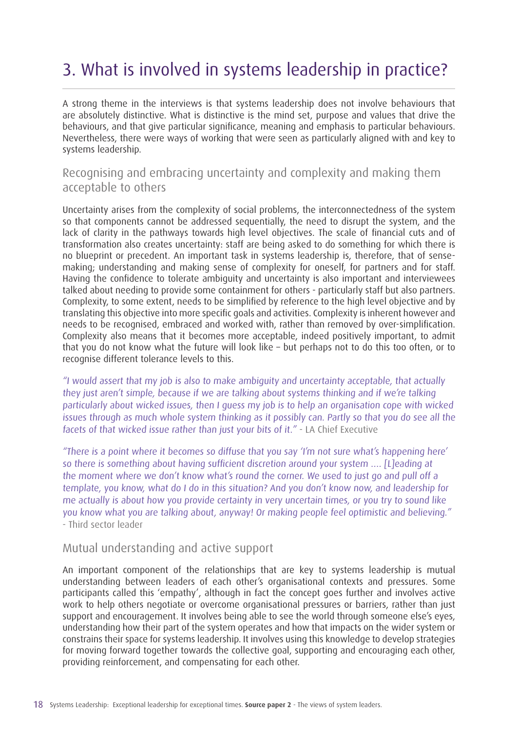# 3. What is involved in systems leadership in practice?

A strong theme in the interviews is that systems leadership does not involve behaviours that are absolutely distinctive. What is distinctive is the mind set, purpose and values that drive the behaviours, and that give particular significance, meaning and emphasis to particular behaviours. Nevertheless, there were ways of working that were seen as particularly aligned with and key to systems leadership.

## Recognising and embracing uncertainty and complexity and making them acceptable to others

Uncertainty arises from the complexity of social problems, the interconnectedness of the system so that components cannot be addressed sequentially, the need to disrupt the system, and the lack of clarity in the pathways towards high level objectives. The scale of financial cuts and of transformation also creates uncertainty: staff are being asked to do something for which there is no blueprint or precedent. An important task in systems leadership is, therefore, that of sense-making; understanding and making sense of complexity for oneself, for partners and for staff. Having the confidence to tolerate ambiguity and uncertainty is also important and interviewees talked about needing to provide some containment for others - particularly staff but also partners. Complexity, to some extent, needs to be simplified by reference to the high level objective and by translating this objective into more specific goals and activities. Complexity is inherent however and needs to be recognised, embraced and worked with, rather than removed by over-simplification. Complexity also means that it becomes more acceptable, indeed positively important, to admit that you do not know what the future will look like – but perhaps not to do this too often, or to recognise different tolerance levels to this.

*"I would assert that my job is also to make ambiguity and uncertainty acceptable, that actually they just aren't simple, because if we are talking about systems thinking and if we're talking particularly about wicked issues, then I guess my job is to help an organisation cope with wicked issues through as much whole system thinking as it possibly can. Partly so that you do see all the facets of that wicked issue rather than just your bits of it."* - LA Chief Executive

*"There is a point where it becomes so diffuse that you say 'I'm not sure what's happening here' so there is something about having sufficient discretion around your system .... [L]eading at the moment where we don't know what's round the corner. We used to just go and pull off a template, you know, what do I do in this situation? And you don't know now, and leadership for me actually is about how you provide certainty in very uncertain times, or you try to sound like you know what you are talking about, anyway! Or making people feel optimistic and believing."* - Third sector leader

## Mutual understanding and active support

An important component of the relationships that are key to systems leadership is mutual understanding between leaders of each other's organisational contexts and pressures. Some participants called this 'empathy', although in fact the concept goes further and involves active work to help others negotiate or overcome organisational pressures or barriers, rather than just support and encouragement. It involves being able to see the world through someone else's eyes, understanding how their part of the system operates and how that impacts on the wider system or constrains their space for systems leadership. It involves using this knowledge to develop strategies for moving forward together towards the collective goal, supporting and encouraging each other, providing reinforcement, and compensating for each other.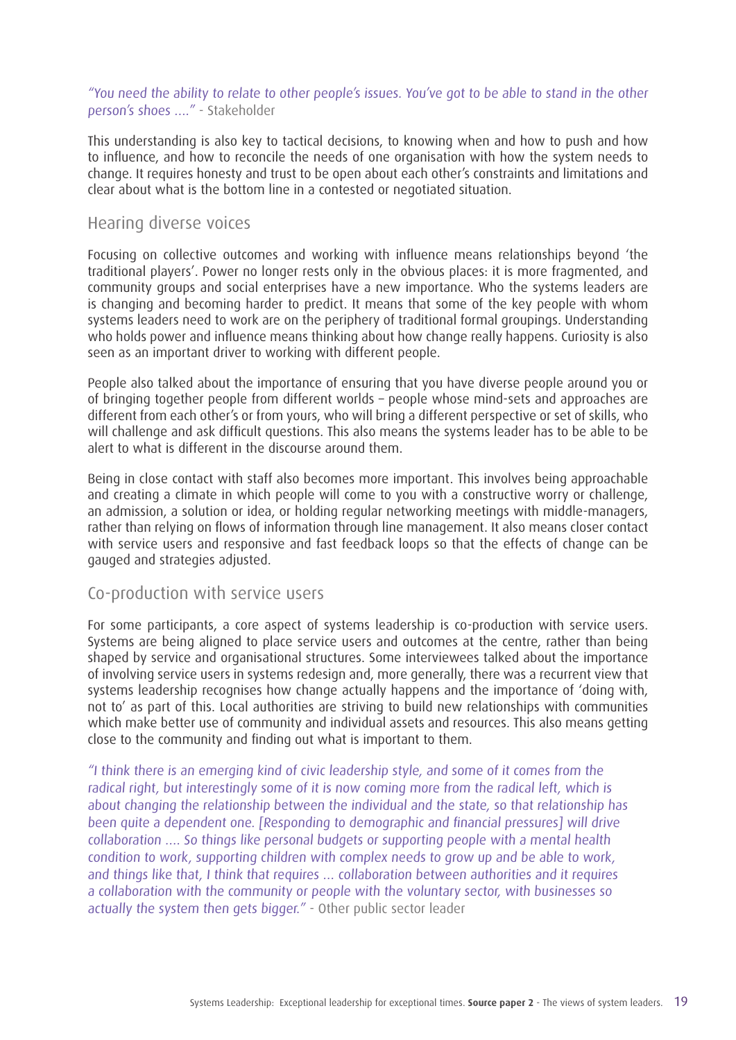*"You need the ability to relate to other people's issues. You've got to be able to stand in the other person's shoes ...."* - Stakeholder

This understanding is also key to tactical decisions, to knowing when and how to push and how to influence, and how to reconcile the needs of one organisation with how the system needs to change. It requires honesty and trust to be open about each other's constraints and limitations and clear about what is the bottom line in a contested or negotiated situation.

## Hearing diverse voices

Focusing on collective outcomes and working with influence means relationships beyond 'the traditional players'. Power no longer rests only in the obvious places: it is more fragmented, and community groups and social enterprises have a new importance. Who the systems leaders are is changing and becoming harder to predict. It means that some of the key people with whom systems leaders need to work are on the periphery of traditional formal groupings. Understanding who holds power and influence means thinking about how change really happens. Curiosity is also seen as an important driver to working with different people.

People also talked about the importance of ensuring that you have diverse people around you or of bringing together people from different worlds – people whose mind-sets and approaches are different from each other's or from yours, who will bring a different perspective or set of skills, who will challenge and ask difficult questions. This also means the systems leader has to be able to be alert to what is different in the discourse around them.

Being in close contact with staff also becomes more important. This involves being approachable and creating a climate in which people will come to you with a constructive worry or challenge, an admission, a solution or idea, or holding regular networking meetings with middle-managers, rather than relying on flows of information through line management. It also means closer contact with service users and responsive and fast feedback loops so that the effects of change can be gauged and strategies adjusted.

## Co-production with service users

For some participants, a core aspect of systems leadership is co-production with service users. Systems are being aligned to place service users and outcomes at the centre, rather than being shaped by service and organisational structures. Some interviewees talked about the importance of involving service users in systems redesign and, more generally, there was a recurrent view that systems leadership recognises how change actually happens and the importance of 'doing with, not to' as part of this. Local authorities are striving to build new relationships with communities which make better use of community and individual assets and resources. This also means getting close to the community and finding out what is important to them.

*"I think there is an emerging kind of civic leadership style, and some of it comes from the radical right, but interestingly some of it is now coming more from the radical left, which is about changing the relationship between the individual and the state, so that relationship has been quite a dependent one. [Responding to demographic and financial pressures] will drive collaboration .... So things like personal budgets or supporting people with a mental health condition to work, supporting children with complex needs to grow up and be able to work, and things like that, I think that requires ... collaboration between authorities and it requires a collaboration with the community or people with the voluntary sector, with businesses so actually the system then gets bigger."* - Other public sector leader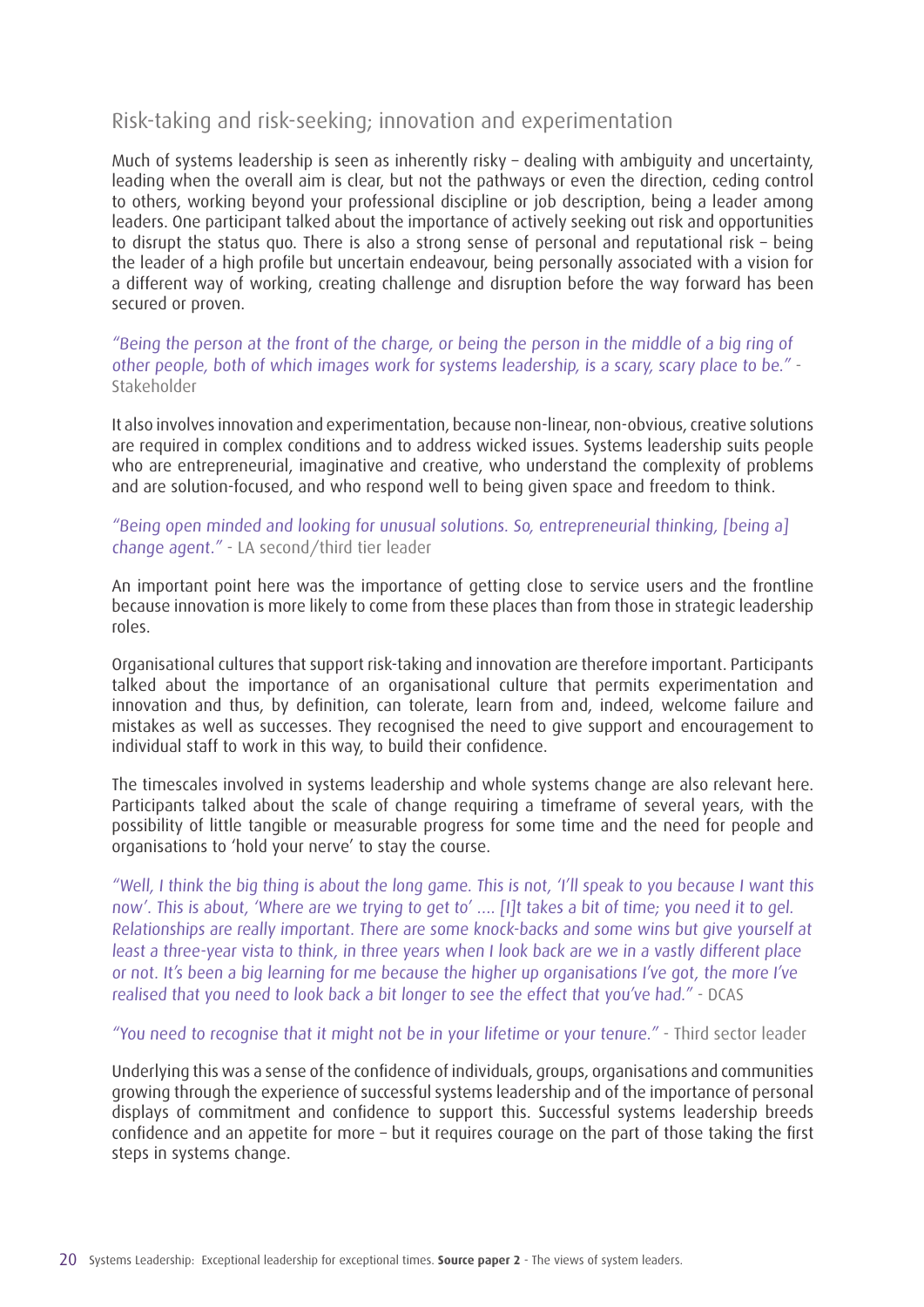## Risk-taking and risk-seeking; innovation and experimentation

Much of systems leadership is seen as inherently risky – dealing with ambiguity and uncertainty, leading when the overall aim is clear, but not the pathways or even the direction, ceding control to others, working beyond your professional discipline or job description, being a leader among leaders. One participant talked about the importance of actively seeking out risk and opportunities to disrupt the status quo. There is also a strong sense of personal and reputational risk – being the leader of a high profile but uncertain endeavour, being personally associated with a vision for a different way of working, creating challenge and disruption before the way forward has been secured or proven.

*"Being the person at the front of the charge, or being the person in the middle of a big ring of other people, both of which images work for systems leadership, is a scary, scary place to be."* - Stakeholder

It also involves innovation and experimentation, because non-linear, non-obvious, creative solutions are required in complex conditions and to address wicked issues. Systems leadership suits people who are entrepreneurial, imaginative and creative, who understand the complexity of problems and are solution-focused, and who respond well to being given space and freedom to think.

*"Being open minded and looking for unusual solutions. So, entrepreneurial thinking, [being a] change agent."* - LA second/third tier leader

An important point here was the importance of getting close to service users and the frontline because innovation is more likely to come from these places than from those in strategic leadership roles.

Organisational cultures that support risk-taking and innovation are therefore important. Participants talked about the importance of an organisational culture that permits experimentation and innovation and thus, by definition, can tolerate, learn from and, indeed, welcome failure and mistakes as well as successes. They recognised the need to give support and encouragement to individual staff to work in this way, to build their confidence.

The timescales involved in systems leadership and whole systems change are also relevant here. Participants talked about the scale of change requiring a timeframe of several years, with the possibility of little tangible or measurable progress for some time and the need for people and organisations to 'hold your nerve' to stay the course.

*"Well, I think the big thing is about the long game. This is not, 'I'll speak to you because I want this now'. This is about, 'Where are we trying to get to' .... [I]t takes a bit of time; you need it to gel. Relationships are really important. There are some knock-backs and some wins but give yourself at least a three-year vista to think, in three years when I look back are we in a vastly different place or not. It's been a big learning for me because the higher up organisations I've got, the more I've realised that you need to look back a bit longer to see the effect that you've had."* - DCAS

*"You need to recognise that it might not be in your lifetime or your tenure."* - Third sector leader

Underlying this was a sense of the confidence of individuals, groups, organisations and communities growing through the experience of successful systems leadership and of the importance of personal displays of commitment and confidence to support this. Successful systems leadership breeds confidence and an appetite for more – but it requires courage on the part of those taking the first steps in systems change.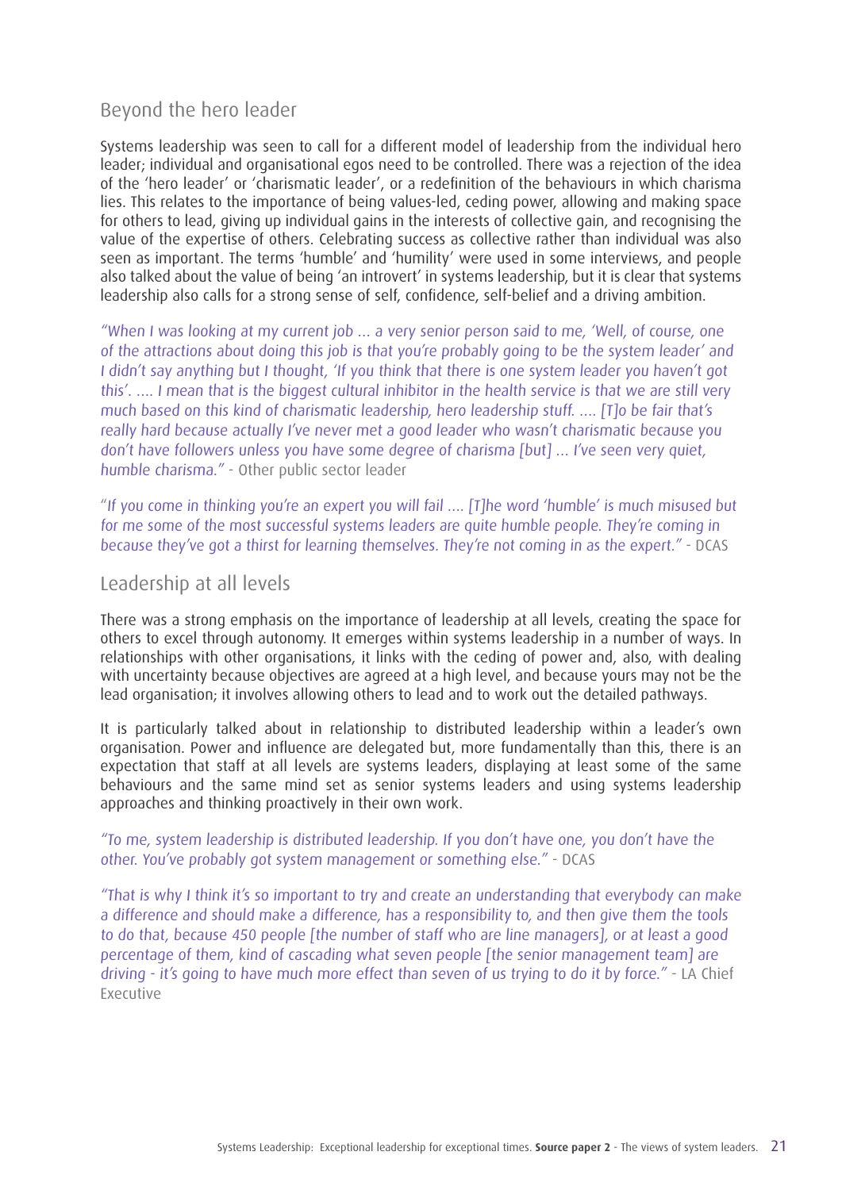## Beyond the hero leader

Systems leadership was seen to call for a different model of leadership from the individual hero leader; individual and organisational egos need to be controlled. There was a rejection of the idea of the 'hero leader' or 'charismatic leader', or a redefinition of the behaviours in which charisma lies. This relates to the importance of being values-led, ceding power, allowing and making space for others to lead, giving up individual gains in the interests of collective gain, and recognising the value of the expertise of others. Celebrating success as collective rather than individual was also seen as important. The terms 'humble' and 'humility' were used in some interviews, and people also talked about the value of being 'an introvert' in systems leadership, but it is clear that systems leadership also calls for a strong sense of self, confidence, self-belief and a driving ambition.

*"When I was looking at my current job ... a very senior person said to me, 'Well, of course, one of the attractions about doing this job is that you're probably going to be the system leader' and I didn't say anything but I thought, 'If you think that there is one system leader you haven't got this'. .... I mean that is the biggest cultural inhibitor in the health service is that we are still very much based on this kind of charismatic leadership, hero leadership stuff. .... [T]o be fair that's really hard because actually I've never met a good leader who wasn't charismatic because you don't have followers unless you have some degree of charisma [but] ... I've seen very quiet, humble charisma."* - Other public sector leader

*"If you come in thinking you're an expert you will fail .... [T]he word 'humble' is much misused but for me some of the most successful systems leaders are quite humble people. They're coming in because they've got a thirst for learning themselves. They're not coming in as the expert."* - DCAS

## Leadership at all levels

There was a strong emphasis on the importance of leadership at all levels, creating the space for others to excel through autonomy. It emerges within systems leadership in a number of ways. In relationships with other organisations, it links with the ceding of power and, also, with dealing with uncertainty because objectives are agreed at a high level, and because yours may not be the lead organisation; it involves allowing others to lead and to work out the detailed pathways.

It is particularly talked about in relationship to distributed leadership within a leader's own organisation. Power and influence are delegated but, more fundamentally than this, there is an expectation that staff at all levels are systems leaders, displaying at least some of the same behaviours and the same mind set as senior systems leaders and using systems leadership approaches and thinking proactively in their own work.

*"To me, system leadership is distributed leadership. If you don't have one, you don't have the other. You've probably got system management or something else."* - DCAS

*"That is why I think it's so important to try and create an understanding that everybody can make a difference and should make a difference, has a responsibility to, and then give them the tools to do that, because 450 people [the number of staff who are line managers], or at least a good percentage of them, kind of cascading what seven people [the senior management team] are driving - it's going to have much more effect than seven of us trying to do it by force."* - LA Chief Executive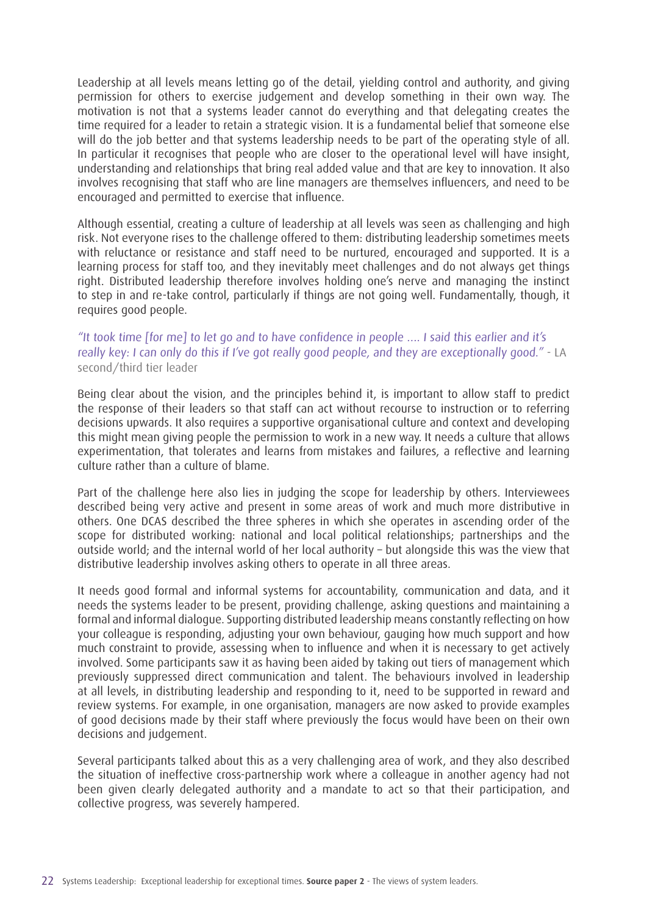Leadership at all levels means letting go of the detail, yielding control and authority, and giving permission for others to exercise judgement and develop something in their own way. The motivation is not that a systems leader cannot do everything and that delegating creates the time required for a leader to retain a strategic vision. It is a fundamental belief that someone else will do the job better and that systems leadership needs to be part of the operating style of all. In particular it recognises that people who are closer to the operational level will have insight, understanding and relationships that bring real added value and that are key to innovation. It also involves recognising that staff who are line managers are themselves influencers, and need to be encouraged and permitted to exercise that influence.

Although essential, creating a culture of leadership at all levels was seen as challenging and high risk. Not everyone rises to the challenge offered to them: distributing leadership sometimes meets with reluctance or resistance and staff need to be nurtured, encouraged and supported. It is a learning process for staff too, and they inevitably meet challenges and do not always get things right. Distributed leadership therefore involves holding one's nerve and managing the instinct to step in and re-take control, particularly if things are not going well. Fundamentally, though, it requires good people.

*"It took time [for me] to let go and to have confidence in people .... I said this earlier and it's really key: I can only do this if I've got really good people, and they are exceptionally good."* - LA second/third tier leader

Being clear about the vision, and the principles behind it, is important to allow staff to predict the response of their leaders so that staff can act without recourse to instruction or to referring decisions upwards. It also requires a supportive organisational culture and context and developing this might mean giving people the permission to work in a new way. It needs a culture that allows experimentation, that tolerates and learns from mistakes and failures, a reflective and learning culture rather than a culture of blame.

Part of the challenge here also lies in judging the scope for leadership by others. Interviewees described being very active and present in some areas of work and much more distributive in others. One DCAS described the three spheres in which she operates in ascending order of the scope for distributed working: national and local political relationships; partnerships and the outside world; and the internal world of her local authority – but alongside this was the view that distributive leadership involves asking others to operate in all three areas.

It needs good formal and informal systems for accountability, communication and data, and it needs the systems leader to be present, providing challenge, asking questions and maintaining a formal and informal dialogue. Supporting distributed leadership means constantly reflecting on how your colleague is responding, adjusting your own behaviour, gauging how much support and how much constraint to provide, assessing when to influence and when it is necessary to get actively involved. Some participants saw it as having been aided by taking out tiers of management which previously suppressed direct communication and talent. The behaviours involved in leadership at all levels, in distributing leadership and responding to it, need to be supported in reward and review systems. For example, in one organisation, managers are now asked to provide examples of good decisions made by their staff where previously the focus would have been on their own decisions and judgement.

Several participants talked about this as a very challenging area of work, and they also described the situation of ineffective cross-partnership work where a colleague in another agency had not been given clearly delegated authority and a mandate to act so that their participation, and collective progress, was severely hampered.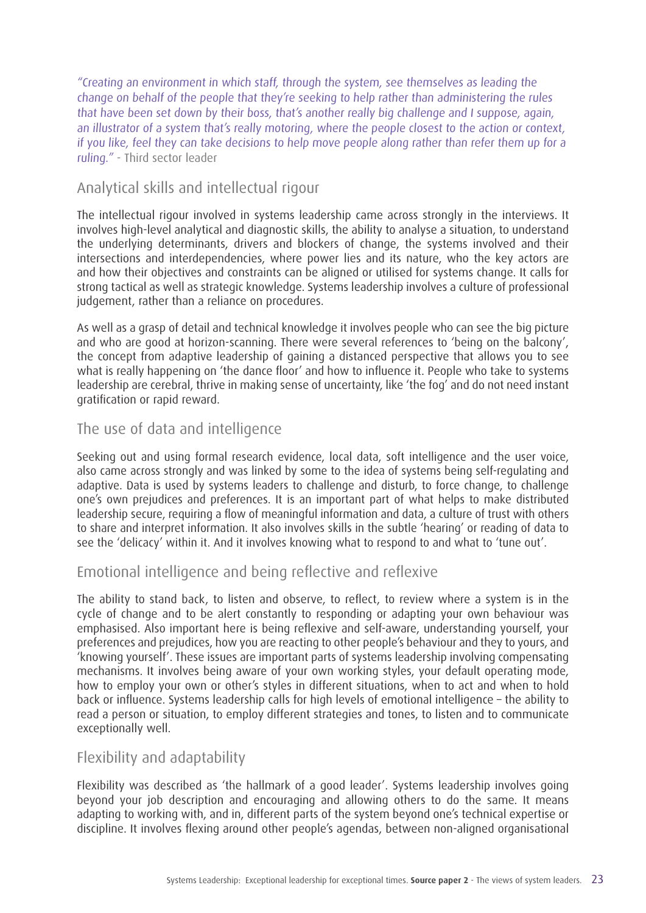*"Creating an environment in which staff, through the system, see themselves as leading the change on behalf of the people that they're seeking to help rather than administering the rules that have been set down by their boss, that's another really big challenge and I suppose, again, an illustrator of a system that's really motoring, where the people closest to the action or context, if you like, feel they can take decisions to help move people along rather than refer them up for a ruling."* - Third sector leader

## Analytical skills and intellectual rigour

The intellectual rigour involved in systems leadership came across strongly in the interviews. It involves high-level analytical and diagnostic skills, the ability to analyse a situation, to understand the underlying determinants, drivers and blockers of change, the systems involved and their intersections and interdependencies, where power lies and its nature, who the key actors are and how their objectives and constraints can be aligned or utilised for systems change. It calls for strong tactical as well as strategic knowledge. Systems leadership involves a culture of professional judgement, rather than a reliance on procedures.

As well as a grasp of detail and technical knowledge it involves people who can see the big picture and who are good at horizon-scanning. There were several references to 'being on the balcony', the concept from adaptive leadership of gaining a distanced perspective that allows you to see what is really happening on 'the dance floor' and how to influence it. People who take to systems leadership are cerebral, thrive in making sense of uncertainty, like 'the fog' and do not need instant gratification or rapid reward.

## The use of data and intelligence

Seeking out and using formal research evidence, local data, soft intelligence and the user voice, also came across strongly and was linked by some to the idea of systems being self-regulating and adaptive. Data is used by systems leaders to challenge and disturb, to force change, to challenge one's own prejudices and preferences. It is an important part of what helps to make distributed leadership secure, requiring a flow of meaningful information and data, a culture of trust with others to share and interpret information. It also involves skills in the subtle 'hearing' or reading of data to see the 'delicacy' within it. And it involves knowing what to respond to and what to 'tune out'.

## Emotional intelligence and being reflective and reflexive

The ability to stand back, to listen and observe, to reflect, to review where a system is in the cycle of change and to be alert constantly to responding or adapting your own behaviour was emphasised. Also important here is being reflexive and self-aware, understanding yourself, your preferences and prejudices, how you are reacting to other people's behaviour and they to yours, and 'knowing yourself'. These issues are important parts of systems leadership involving compensating mechanisms. It involves being aware of your own working styles, your default operating mode, how to employ your own or other's styles in different situations, when to act and when to hold back or influence. Systems leadership calls for high levels of emotional intelligence – the ability to read a person or situation, to employ different strategies and tones, to listen and to communicate exceptionally well.

## Flexibility and adaptability

Flexibility was described as 'the hallmark of a good leader'. Systems leadership involves going beyond your job description and encouraging and allowing others to do the same. It means adapting to working with, and in, different parts of the system beyond one's technical expertise or discipline. It involves flexing around other people's agendas, between non-aligned organisational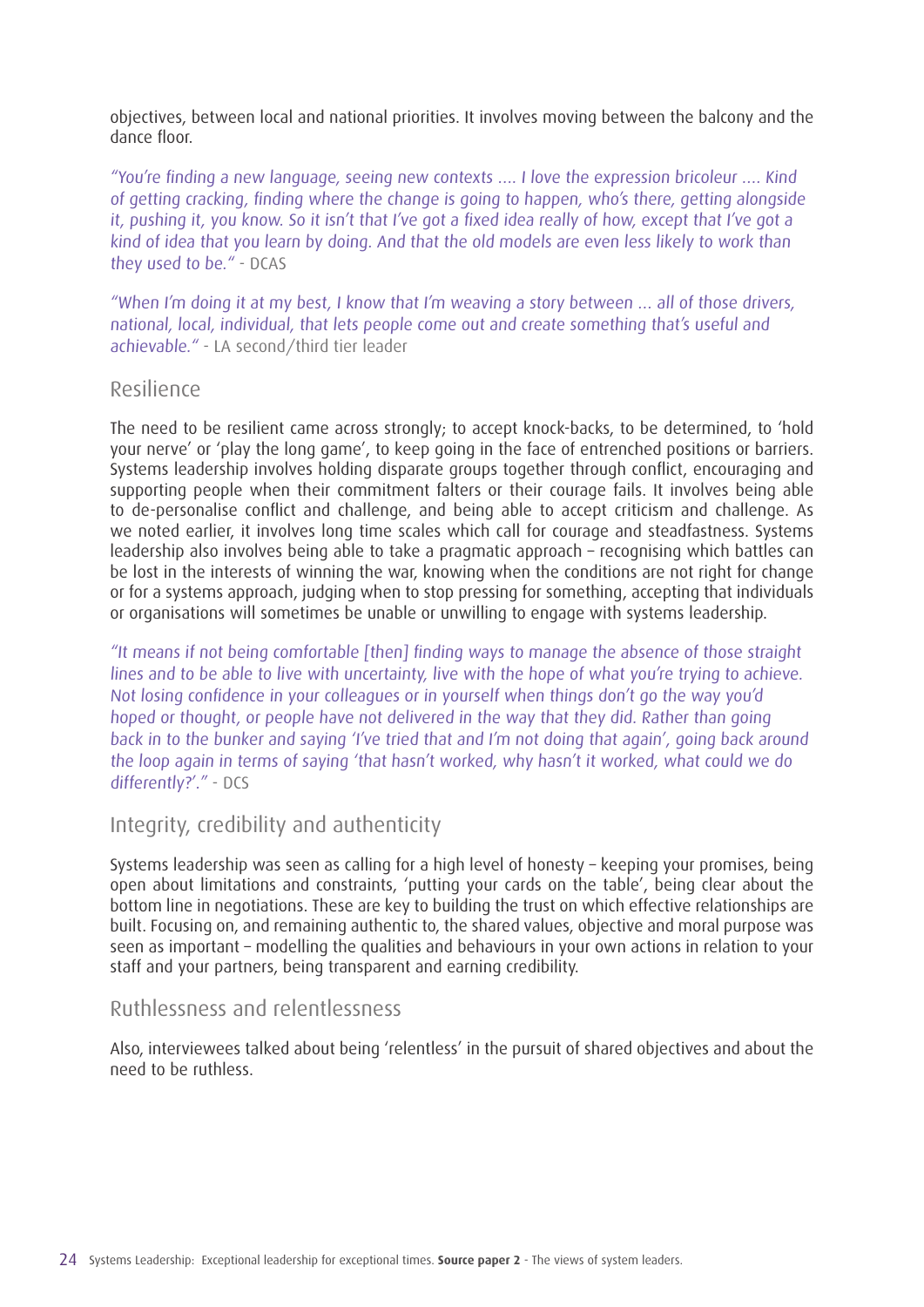objectives, between local and national priorities. It involves moving between the balcony and the dance floor.

*"You're finding a new language, seeing new contexts .... I love the expression bricoleur .... Kind of getting cracking, finding where the change is going to happen, who's there, getting alongside it, pushing it, you know. So it isn't that I've got a fixed idea really of how, except that I've got a kind of idea that you learn by doing. And that the old models are even less likely to work than they used to be."* - DCAS

*"When I'm doing it at my best, I know that I'm weaving a story between ... all of those drivers, national, local, individual, that lets people come out and create something that's useful and achievable."* - LA second/third tier leader

## Resilience

The need to be resilient came across strongly; to accept knock-backs, to be determined, to 'hold your nerve' or 'play the long game', to keep going in the face of entrenched positions or barriers. Systems leadership involves holding disparate groups together through conflict, encouraging and supporting people when their commitment falters or their courage fails. It involves being able to de-personalise conflict and challenge, and being able to accept criticism and challenge. As we noted earlier, it involves long time scales which call for courage and steadfastness. Systems leadership also involves being able to take a pragmatic approach – recognising which battles can be lost in the interests of winning the war, knowing when the conditions are not right for change or for a systems approach, judging when to stop pressing for something, accepting that individuals or organisations will sometimes be unable or unwilling to engage with systems leadership.

*"It means if not being comfortable [then] finding ways to manage the absence of those straight lines and to be able to live with uncertainty, live with the hope of what you're trying to achieve. Not losing confidence in your colleagues or in yourself when things don't go the way you'd hoped or thought, or people have not delivered in the way that they did. Rather than going back in to the bunker and saying 'I've tried that and I'm not doing that again', going back around the loop again in terms of saying 'that hasn't worked, why hasn't it worked, what could we do differently?'."* - DCS

## Integrity, credibility and authenticity

Systems leadership was seen as calling for a high level of honesty – keeping your promises, being open about limitations and constraints, 'putting your cards on the table', being clear about the bottom line in negotiations. These are key to building the trust on which effective relationships are built. Focusing on, and remaining authentic to, the shared values, objective and moral purpose was seen as important – modelling the qualities and behaviours in your own actions in relation to your staff and your partners, being transparent and earning credibility.

## Ruthlessness and relentlessness

Also, interviewees talked about being 'relentless' in the pursuit of shared objectives and about the need to be ruthless.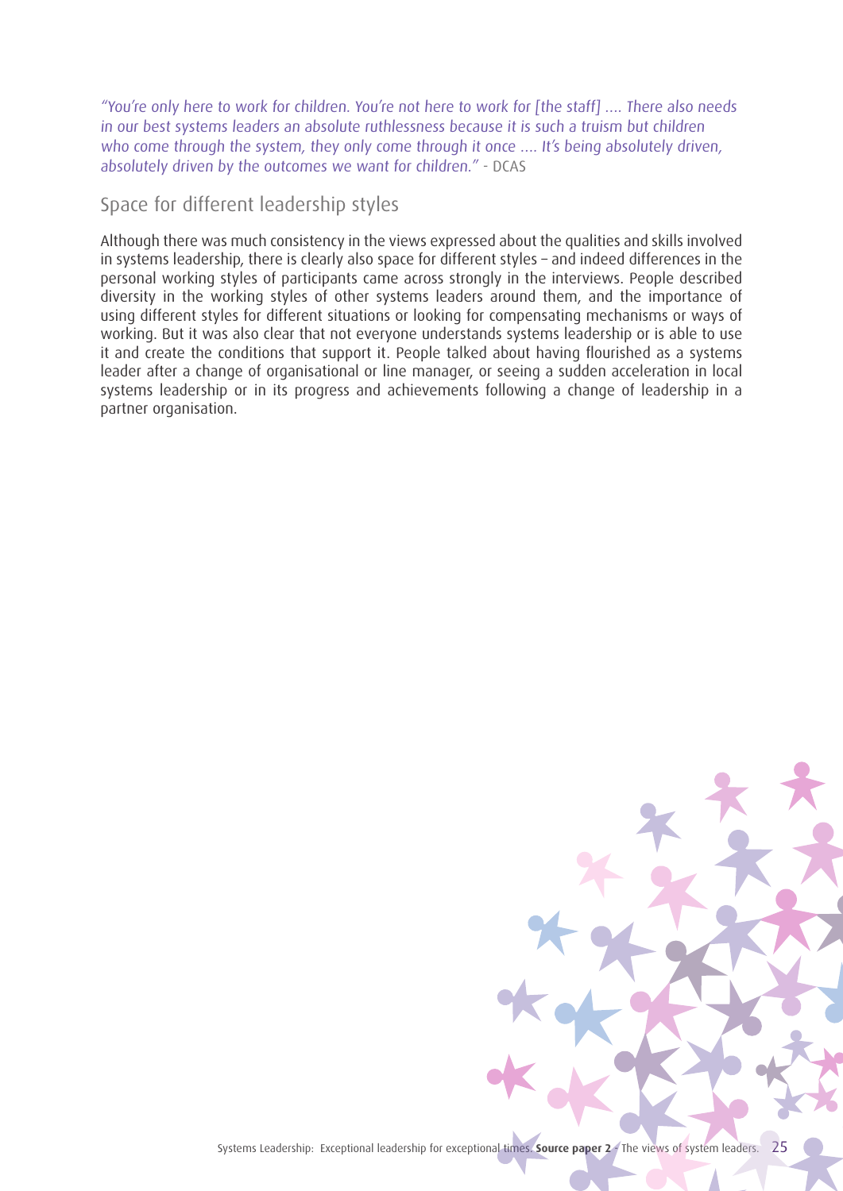*"You're only here to work for children. You're not here to work for [the staff] .... There also needs in our best systems leaders an absolute ruthlessness because it is such a truism but children who come through the system, they only come through it once .... It's being absolutely driven, absolutely driven by the outcomes we want for children."* - DCAS

## Space for different leadership styles

Although there was much consistency in the views expressed about the qualities and skills involved in systems leadership, there is clearly also space for different styles – and indeed differences in the personal working styles of participants came across strongly in the interviews. People described diversity in the working styles of other systems leaders around them, and the importance of using different styles for different situations or looking for compensating mechanisms or ways of working. But it was also clear that not everyone understands systems leadership or is able to use it and create the conditions that support it. People talked about having flourished as a systems leader after a change of organisational or line manager, or seeing a sudden acceleration in local systems leadership or in its progress and achievements following a change of leadership in a partner organisation.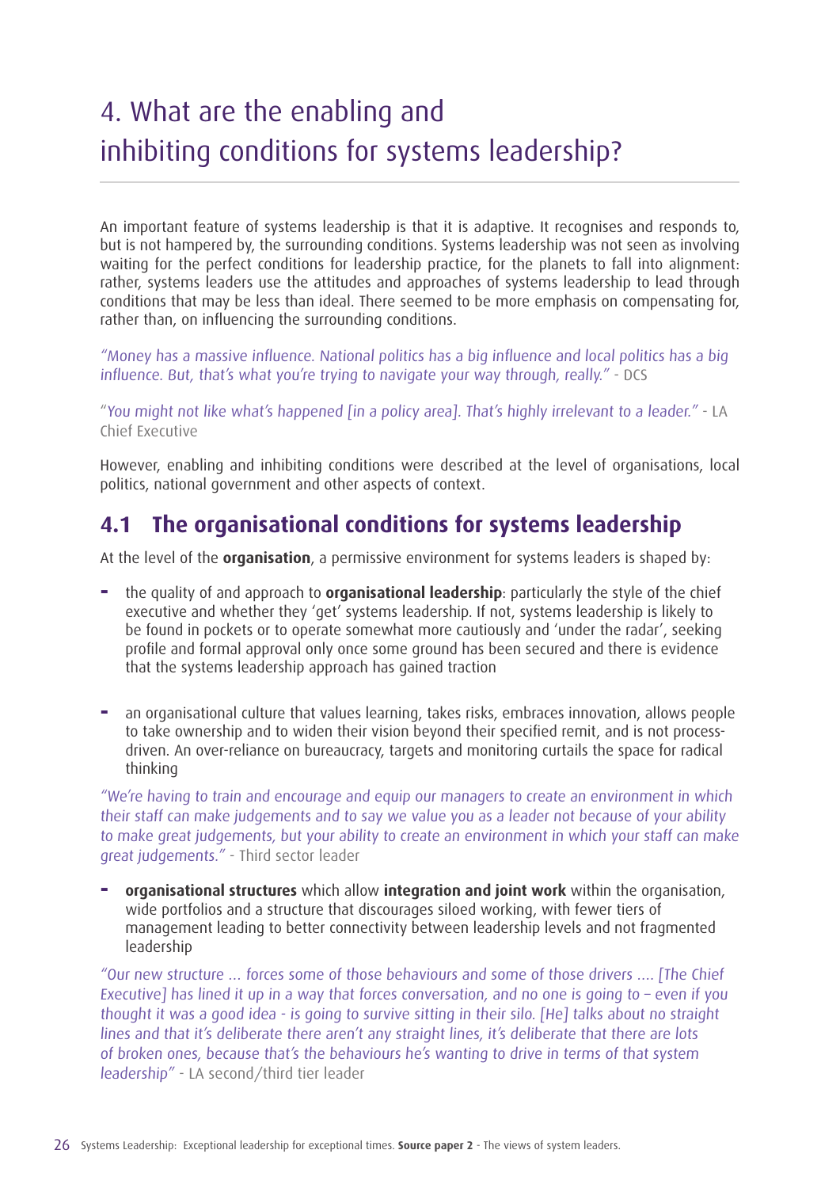# 4. What are the enabling and inhibiting conditions for systems leadership?

An important feature of systems leadership is that it is adaptive. It recognises and responds to, but is not hampered by, the surrounding conditions. Systems leadership was not seen as involving waiting for the perfect conditions for leadership practice, for the planets to fall into alignment: rather, systems leaders use the attitudes and approaches of systems leadership to lead through conditions that may be less than ideal. There seemed to be more emphasis on compensating for, rather than, on influencing the surrounding conditions.

*"Money has a massive influence. National politics has a big influence and local politics has a big influence. But, that's what you're trying to navigate your way through, really."* - DCS

*"You might not like what's happened [in a policy area]. That's highly irrelevant to a leader."* - LA Chief Executive

However, enabling and inhibiting conditions were described at the level of organisations, local politics, national government and other aspects of context.

## 4.1 The organisational conditions for systems leadership

At the level of the **organisation**, a permissive environment for systems leaders is shaped by:

- the quality of and approach to **organisational leadership**: particularly the style of the chief executive and whether they 'get' systems leadership. If not, systems leadership is likely to be found in pockets or to operate somewhat more cautiously and 'under the radar', seeking profile and formal approval only once some ground has been secured and there is evidence that the systems leadership approach has gained traction

- an organisational culture that values learning, takes risks, embraces innovation, allows people to take ownership and to widen their vision beyond their specified remit, and is not process-driven. An over-reliance on bureaucracy, targets and monitoring curtails the space for radical thinking

*"We're having to train and encourage and equip our managers to create an environment in which their staff can make judgements and to say we value you as a leader not because of your ability to make great judgements, but your ability to create an environment in which your staff can make great judgements."* - Third sector leader

- **organisational structures** which allow **integration and joint work** within the organisation, wide portfolios and a structure that discourages siloed working, with fewer tiers of management leading to better connectivity between leadership levels and not fragmented leadership

*"Our new structure ... forces some of those behaviours and some of those drivers .... [The Chief Executive] has lined it up in a way that forces conversation, and no one is going to – even if you thought it was a good idea - is going to survive sitting in their silo. [He] talks about no straight lines and that it's deliberate there aren't any straight lines, it's deliberate that there are lots of broken ones, because that's the behaviours he's wanting to drive in terms of that system leadership"* - LA second/third tier leader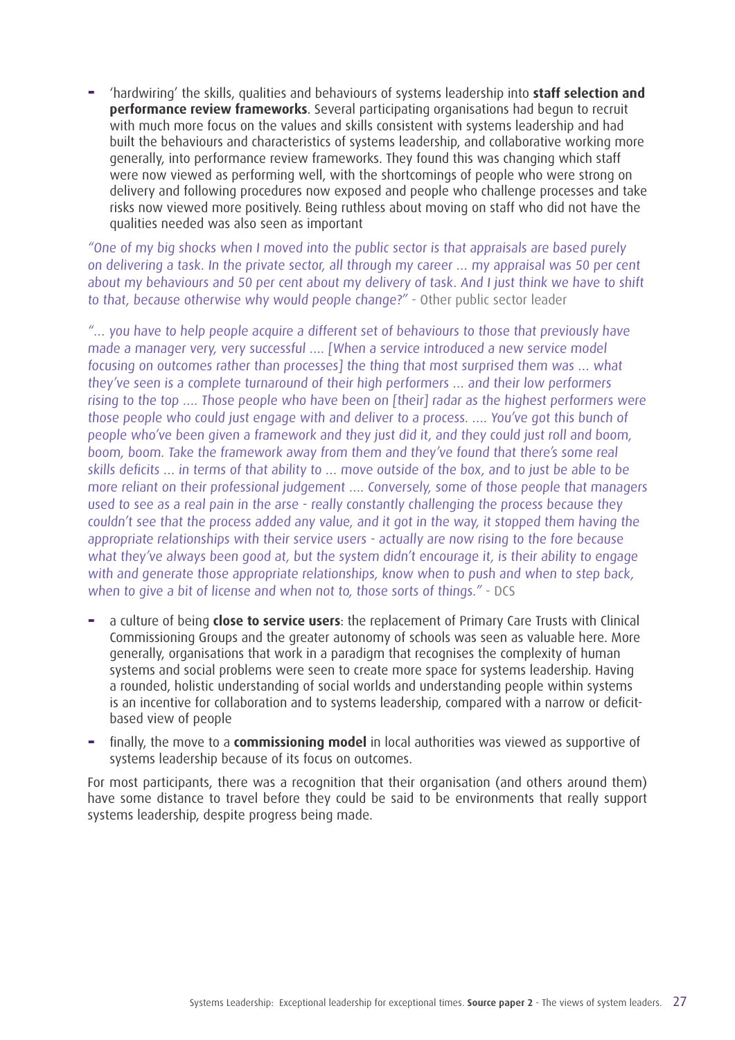- 'hardwiring' the skills, qualities and behaviours of systems leadership into **staff selection and performance review frameworks**. Several participating organisations had begun to recruit with much more focus on the values and skills consistent with systems leadership and had built the behaviours and characteristics of systems leadership, and collaborative working more generally, into performance review frameworks. They found this was changing which staff were now viewed as performing well, with the shortcomings of people who were strong on delivery and following procedures now exposed and people who challenge processes and take risks now viewed more positively. Being ruthless about moving on staff who did not have the qualities needed was also seen as important

*"One of my big shocks when I moved into the public sector is that appraisals are based purely on delivering a task. In the private sector, all through my career ... my appraisal was 50 per cent about my behaviours and 50 per cent about my delivery of task. And I just think we have to shift to that, because otherwise why would people change?"* - Other public sector leader

*"... you have to help people acquire a different set of behaviours to those that previously have made a manager very, very successful .... [When a service introduced a new service model focusing on outcomes rather than processes] the thing that most surprised them was ... what they've seen is a complete turnaround of their high performers ... and their low performers rising to the top .... Those people who have been on [their] radar as the highest performers were those people who could just engage with and deliver to a process. .... You've got this bunch of people who've been given a framework and they just did it, and they could just roll and boom, boom, boom. Take the framework away from them and they've found that there's some real skills deficits ... in terms of that ability to ... move outside of the box, and to just be able to be more reliant on their professional judgement .... Conversely, some of those people that managers used to see as a real pain in the arse - really constantly challenging the process because they couldn't see that the process added any value, and it got in the way, it stopped them having the appropriate relationships with their service users - actually are now rising to the fore because what they've always been good at, but the system didn't encourage it, is their ability to engage with and generate those appropriate relationships, know when to push and when to step back, when to give a bit of license and when not to, those sorts of things."* - DCS

- a culture of being **close to service users**: the replacement of Primary Care Trusts with Clinical Commissioning Groups and the greater autonomy of schools was seen as valuable here. More generally, organisations that work in a paradigm that recognises the complexity of human systems and social problems were seen to create more space for systems leadership. Having a rounded, holistic understanding of social worlds and understanding people within systems is an incentive for collaboration and to systems leadership, compared with a narrow or deficit-based view of people
- finally, the move to a **commissioning model** in local authorities was viewed as supportive of systems leadership because of its focus on outcomes.

For most participants, there was a recognition that their organisation (and others around them) have some distance to travel before they could be said to be environments that really support systems leadership, despite progress being made.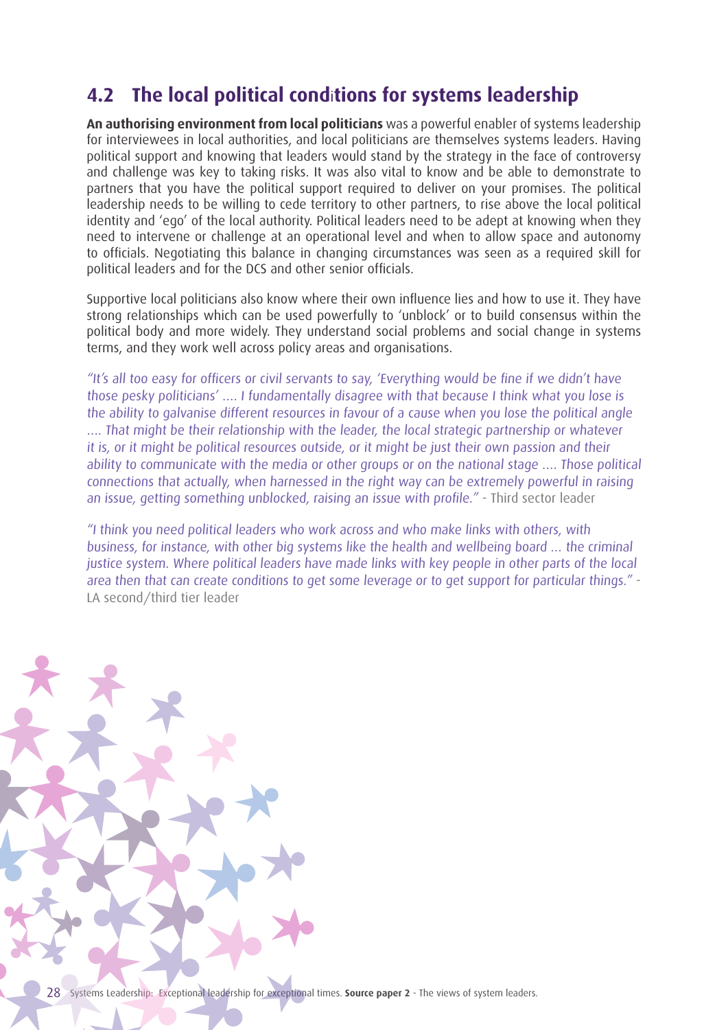## 4.2 The local political conditions for systems leadership

**An authorising environment from local politicians** was a powerful enabler of systems leadership for interviewees in local authorities, and local politicians are themselves systems leaders. Having political support and knowing that leaders would stand by the strategy in the face of controversy and challenge was key to taking risks. It was also vital to know and be able to demonstrate to partners that you have the political support required to deliver on your promises. The political leadership needs to be willing to cede territory to other partners, to rise above the local political identity and 'ego' of the local authority. Political leaders need to be adept at knowing when they need to intervene or challenge at an operational level and when to allow space and autonomy to officials. Negotiating this balance in changing circumstances was seen as a required skill for political leaders and for the DCS and other senior officials.

Supportive local politicians also know where their own influence lies and how to use it. They have strong relationships which can be used powerfully to 'unblock' or to build consensus within the political body and more widely. They understand social problems and social change in systems terms, and they work well across policy areas and organisations.

*"It's all too easy for officers or civil servants to say, 'Everything would be fine if we didn't have those pesky politicians' .... I fundamentally disagree with that because I think what you lose is the ability to galvanise different resources in favour of a cause when you lose the political angle .... That might be their relationship with the leader, the local strategic partnership or whatever it is, or it might be political resources outside, or it might be just their own passion and their ability to communicate with the media or other groups or on the national stage .... Those political connections that actually, when harnessed in the right way can be extremely powerful in raising an issue, getting something unblocked, raising an issue with profile."* - Third sector leader

*"I think you need political leaders who work across and who make links with others, with business, for instance, with other big systems like the health and wellbeing board ... the criminal justice system. Where political leaders have made links with key people in other parts of the local area then that can create conditions to get some leverage or to get support for particular things."* - LA second/third tier leader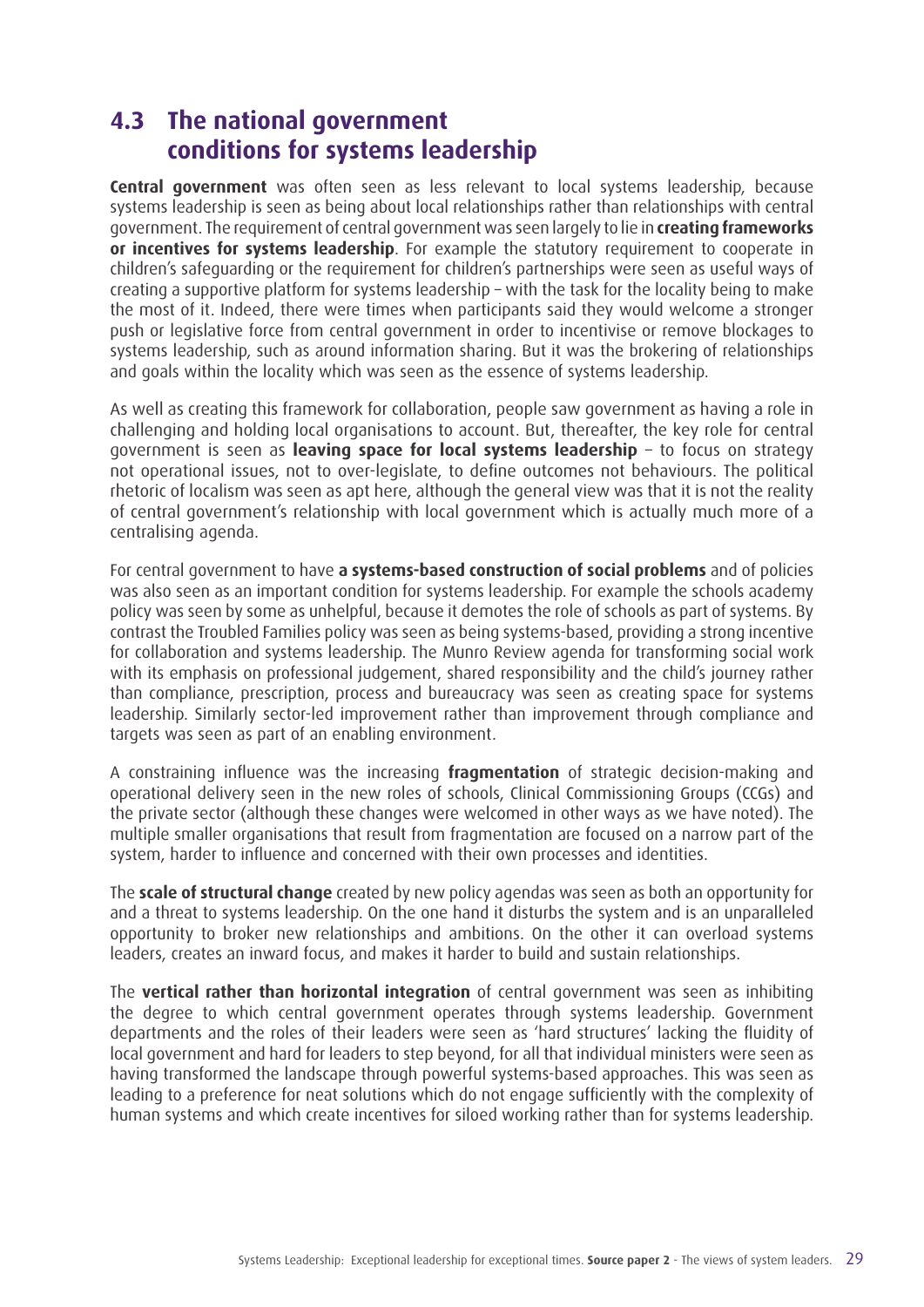## 4.3 The national government conditions for systems leadership

**Central government** was often seen as less relevant to local systems leadership, because systems leadership is seen as being about local relationships rather than relationships with central government. The requirement of central government was seen largely to lie in **creating frameworks or incentives for systems leadership**. For example the statutory requirement to cooperate in children's safeguarding or the requirement for children's partnerships were seen as useful ways of creating a supportive platform for systems leadership – with the task for the locality being to make the most of it. Indeed, there were times when participants said they would welcome a stronger push or legislative force from central government in order to incentivise or remove blockages to systems leadership, such as around information sharing. But it was the brokering of relationships and goals within the locality which was seen as the essence of systems leadership.

As well as creating this framework for collaboration, people saw government as having a role in challenging and holding local organisations to account. But, thereafter, the key role for central government is seen as **leaving space for local systems leadership** – to focus on strategy not operational issues, not to over-legislate, to define outcomes not behaviours. The political rhetoric of localism was seen as apt here, although the general view was that it is not the reality of central government's relationship with local government which is actually much more of a centralising agenda.

For central government to have **a systems-based construction of social problems** and of policies was also seen as an important condition for systems leadership. For example the schools academy policy was seen by some as unhelpful, because it demotes the role of schools as part of systems. By contrast the Troubled Families policy was seen as being systems-based, providing a strong incentive for collaboration and systems leadership. The Munro Review agenda for transforming social work with its emphasis on professional judgement, shared responsibility and the child's journey rather than compliance, prescription, process and bureaucracy was seen as creating space for systems leadership. Similarly sector-led improvement rather than improvement through compliance and targets was seen as part of an enabling environment.

A constraining influence was the increasing **fragmentation** of strategic decision-making and operational delivery seen in the new roles of schools, Clinical Commissioning Groups (CCGs) and the private sector (although these changes were welcomed in other ways as we have noted). The multiple smaller organisations that result from fragmentation are focused on a narrow part of the system, harder to influence and concerned with their own processes and identities.

The **scale of structural change** created by new policy agendas was seen as both an opportunity for and a threat to systems leadership. On the one hand it disturbs the system and is an unparalleled opportunity to broker new relationships and ambitions. On the other it can overload systems leaders, creates an inward focus, and makes it harder to build and sustain relationships.

The **vertical rather than horizontal integration** of central government was seen as inhibiting the degree to which central government operates through systems leadership. Government departments and the roles of their leaders were seen as 'hard structures' lacking the fluidity of local government and hard for leaders to step beyond, for all that individual ministers were seen as having transformed the landscape through powerful systems-based approaches. This was seen as leading to a preference for neat solutions which do not engage sufficiently with the complexity of human systems and which create incentives for siloed working rather than for systems leadership.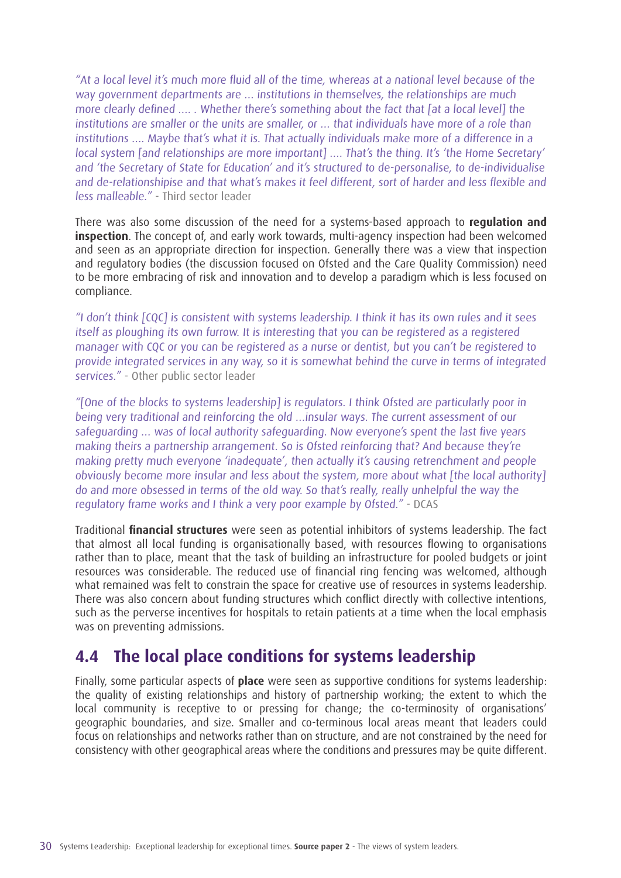*"At a local level it's much more fluid all of the time, whereas at a national level because of the way government departments are ... institutions in themselves, the relationships are much more clearly defined .... . Whether there's something about the fact that [at a local level] the institutions are smaller or the units are smaller, or ... that individuals have more of a role than institutions .... Maybe that's what it is. That actually individuals make more of a difference in a local system [and relationships are more important] .... That's the thing. It's 'the Home Secretary' and 'the Secretary of State for Education' and it's structured to de-personalise, to de-individualise and de-relationshipise and that what's makes it feel different, sort of harder and less flexible and less malleable."* - Third sector leader

There was also some discussion of the need for a systems-based approach to **regulation and inspection**. The concept of, and early work towards, multi-agency inspection had been welcomed and seen as an appropriate direction for inspection. Generally there was a view that inspection and regulatory bodies (the discussion focused on Ofsted and the Care Quality Commission) need to be more embracing of risk and innovation and to develop a paradigm which is less focused on compliance.

*"I don't think [CQC] is consistent with systems leadership. I think it has its own rules and it sees itself as ploughing its own furrow. It is interesting that you can be registered as a registered manager with CQC or you can be registered as a nurse or dentist, but you can't be registered to provide integrated services in any way, so it is somewhat behind the curve in terms of integrated services."* - Other public sector leader

*"[One of the blocks to systems leadership] is regulators. I think Ofsted are particularly poor in being very traditional and reinforcing the old ...insular ways. The current assessment of our safeguarding ... was of local authority safeguarding. Now everyone's spent the last five years making theirs a partnership arrangement. So is Ofsted reinforcing that? And because they're making pretty much everyone 'inadequate', then actually it's causing retrenchment and people obviously become more insular and less about the system, more about what [the local authority] do and more obsessed in terms of the old way. So that's really, really unhelpful the way the regulatory frame works and I think a very poor example by Ofsted."* - DCAS

Traditional **financial structures** were seen as potential inhibitors of systems leadership. The fact that almost all local funding is organisationally based, with resources flowing to organisations rather than to place, meant that the task of building an infrastructure for pooled budgets or joint resources was considerable. The reduced use of financial ring fencing was welcomed, although what remained was felt to constrain the space for creative use of resources in systems leadership. There was also concern about funding structures which conflict directly with collective intentions, such as the perverse incentives for hospitals to retain patients at a time when the local emphasis was on preventing admissions.

## 4.4 The local place conditions for systems leadership

Finally, some particular aspects of **place** were seen as supportive conditions for systems leadership: the quality of existing relationships and history of partnership working; the extent to which the local community is receptive to or pressing for change; the co-terminosity of organisations' geographic boundaries, and size. Smaller and co-terminous local areas meant that leaders could focus on relationships and networks rather than on structure, and are not constrained by the need for consistency with other geographical areas where the conditions and pressures may be quite different.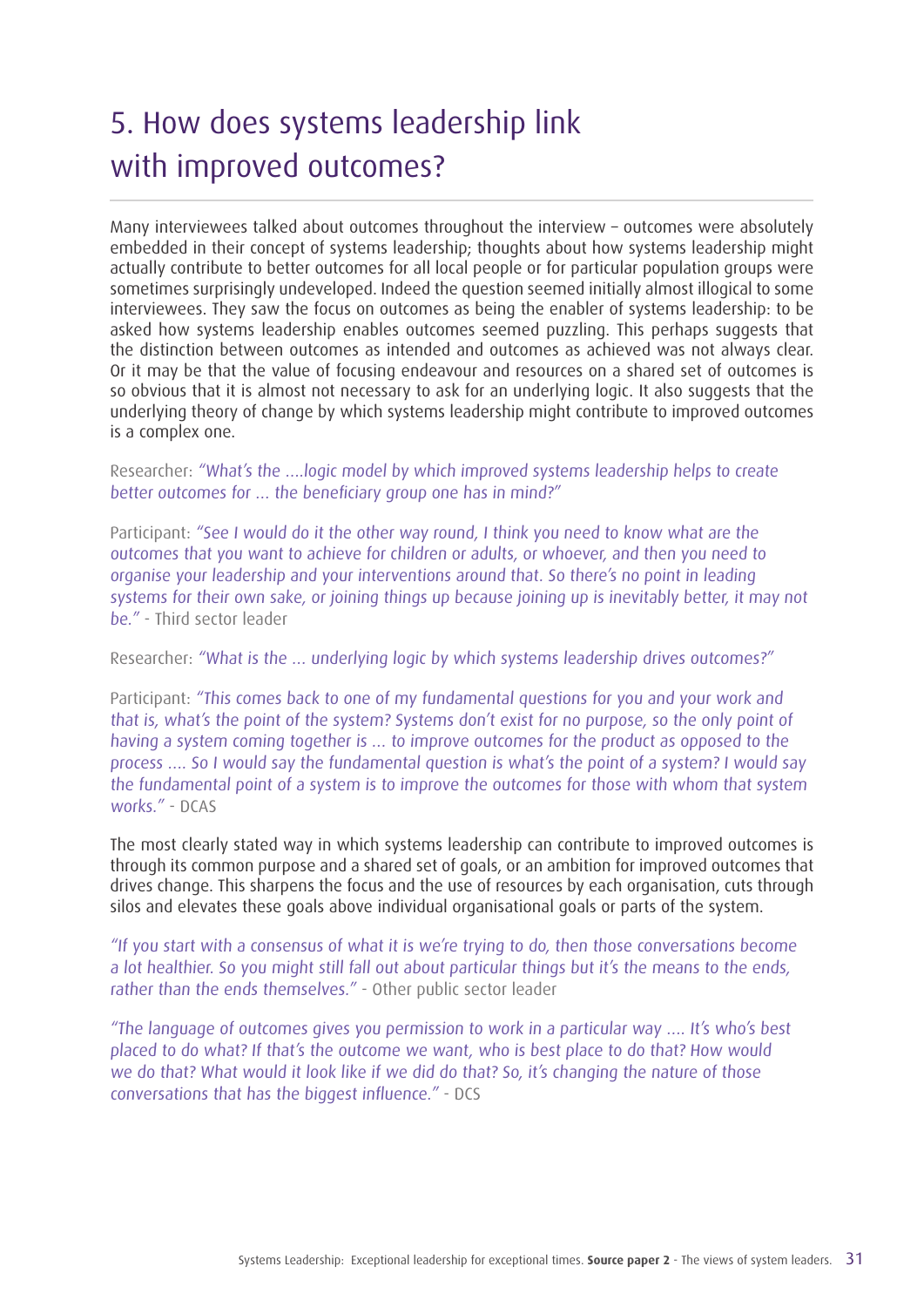# 5. How does systems leadership link with improved outcomes?

Many interviewees talked about outcomes throughout the interview – outcomes were absolutely embedded in their concept of systems leadership; thoughts about how systems leadership might actually contribute to better outcomes for all local people or for particular population groups were sometimes surprisingly undeveloped. Indeed the question seemed initially almost illogical to some interviewees. They saw the focus on outcomes as being the enabler of systems leadership: to be asked how systems leadership enables outcomes seemed puzzling. This perhaps suggests that the distinction between outcomes as intended and outcomes as achieved was not always clear. Or it may be that the value of focusing endeavour and resources on a shared set of outcomes is so obvious that it is almost not necessary to ask for an underlying logic. It also suggests that the underlying theory of change by which systems leadership might contribute to improved outcomes is a complex one.

Researcher: *"What's the ....logic model by which improved systems leadership helps to create better outcomes for ... the beneficiary group one has in mind?"*

Participant: *"See I would do it the other way round, I think you need to know what are the outcomes that you want to achieve for children or adults, or whoever, and then you need to organise your leadership and your interventions around that. So there's no point in leading systems for their own sake, or joining things up because joining up is inevitably better, it may not be."* - Third sector leader

Researcher: *"What is the ... underlying logic by which systems leadership drives outcomes?"*

Participant: *"This comes back to one of my fundamental questions for you and your work and that is, what's the point of the system? Systems don't exist for no purpose, so the only point of having a system coming together is ... to improve outcomes for the product as opposed to the process .... So I would say the fundamental question is what's the point of a system? I would say the fundamental point of a system is to improve the outcomes for those with whom that system works."* - DCAS

The most clearly stated way in which systems leadership can contribute to improved outcomes is through its common purpose and a shared set of goals, or an ambition for improved outcomes that drives change. This sharpens the focus and the use of resources by each organisation, cuts through silos and elevates these goals above individual organisational goals or parts of the system.

*"If you start with a consensus of what it is we're trying to do, then those conversations become a lot healthier. So you might still fall out about particular things but it's the means to the ends, rather than the ends themselves."* - Other public sector leader

*"The language of outcomes gives you permission to work in a particular way .... It's who's best placed to do what? If that's the outcome we want, who is best place to do that? How would we do that? What would it look like if we did do that? So, it's changing the nature of those conversations that has the biggest influence."* - DCS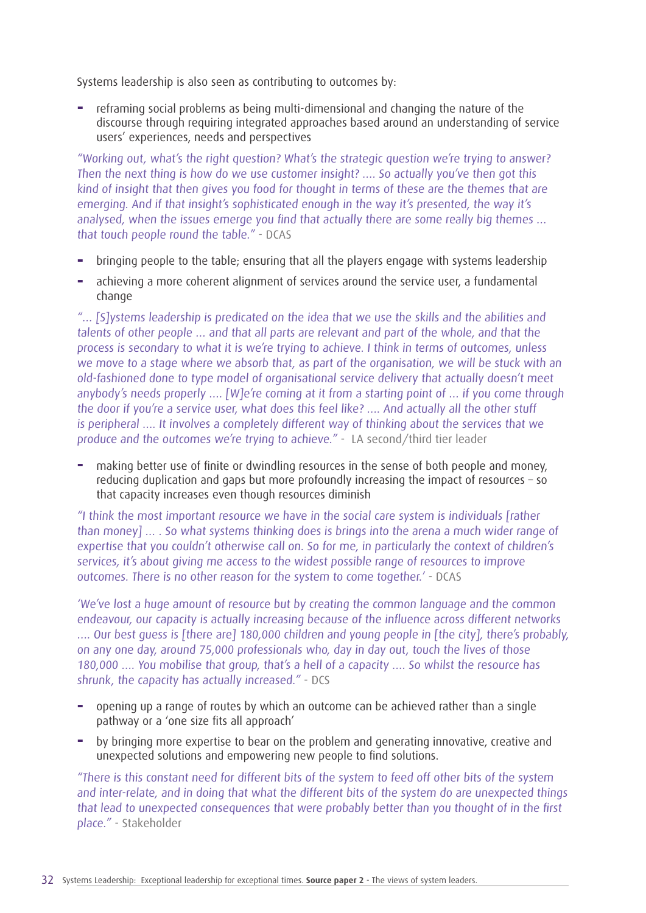Systems leadership is also seen as contributing to outcomes by:

- reframing social problems as being multi-dimensional and changing the nature of the discourse through requiring integrated approaches based around an understanding of service users' experiences, needs and perspectives

*"Working out, what's the right question? What's the strategic question we're trying to answer? Then the next thing is how do we use customer insight? .... So actually you've then got this kind of insight that then gives you food for thought in terms of these are the themes that are emerging. And if that insight's sophisticated enough in the way it's presented, the way it's analysed, when the issues emerge you find that actually there are some really big themes ... that touch people round the table."* - DCAS

- bringing people to the table; ensuring that all the players engage with systems leadership
- achieving a more coherent alignment of services around the service user, a fundamental change

*"... [S]ystems leadership is predicated on the idea that we use the skills and the abilities and talents of other people ... and that all parts are relevant and part of the whole, and that the process is secondary to what it is we're trying to achieve. I think in terms of outcomes, unless we move to a stage where we absorb that, as part of the organisation, we will be stuck with an old-fashioned done to type model of organisational service delivery that actually doesn't meet anybody's needs properly .... [W]e're coming at it from a starting point of ... if you come through the door if you're a service user, what does this feel like? .... And actually all the other stuff is peripheral .... It involves a completely different way of thinking about the services that we produce and the outcomes we're trying to achieve."* - LA second/third tier leader

- making better use of finite or dwindling resources in the sense of both people and money, reducing duplication and gaps but more profoundly increasing the impact of resources – so that capacity increases even though resources diminish

*"I think the most important resource we have in the social care system is individuals [rather than money] ... . So what systems thinking does is brings into the arena a much wider range of expertise that you couldn't otherwise call on. So for me, in particularly the context of children's services, it's about giving me access to the widest possible range of resources to improve outcomes. There is no other reason for the system to come together.'* - DCAS

*'We've lost a huge amount of resource but by creating the common language and the common endeavour, our capacity is actually increasing because of the influence across different networks .... Our best guess is [there are] 180,000 children and young people in [the city], there's probably, on any one day, around 75,000 professionals who, day in day out, touch the lives of those 180,000 .... You mobilise that group, that's a hell of a capacity .... So whilst the resource has shrunk, the capacity has actually increased."* - DCS

- opening up a range of routes by which an outcome can be achieved rather than a single pathway or a 'one size fits all approach'
- by bringing more expertise to bear on the problem and generating innovative, creative and unexpected solutions and empowering new people to find solutions.

*"There is this constant need for different bits of the system to feed off other bits of the system and inter-relate, and in doing that what the different bits of the system do are unexpected things that lead to unexpected consequences that were probably better than you thought of in the first place."* - Stakeholder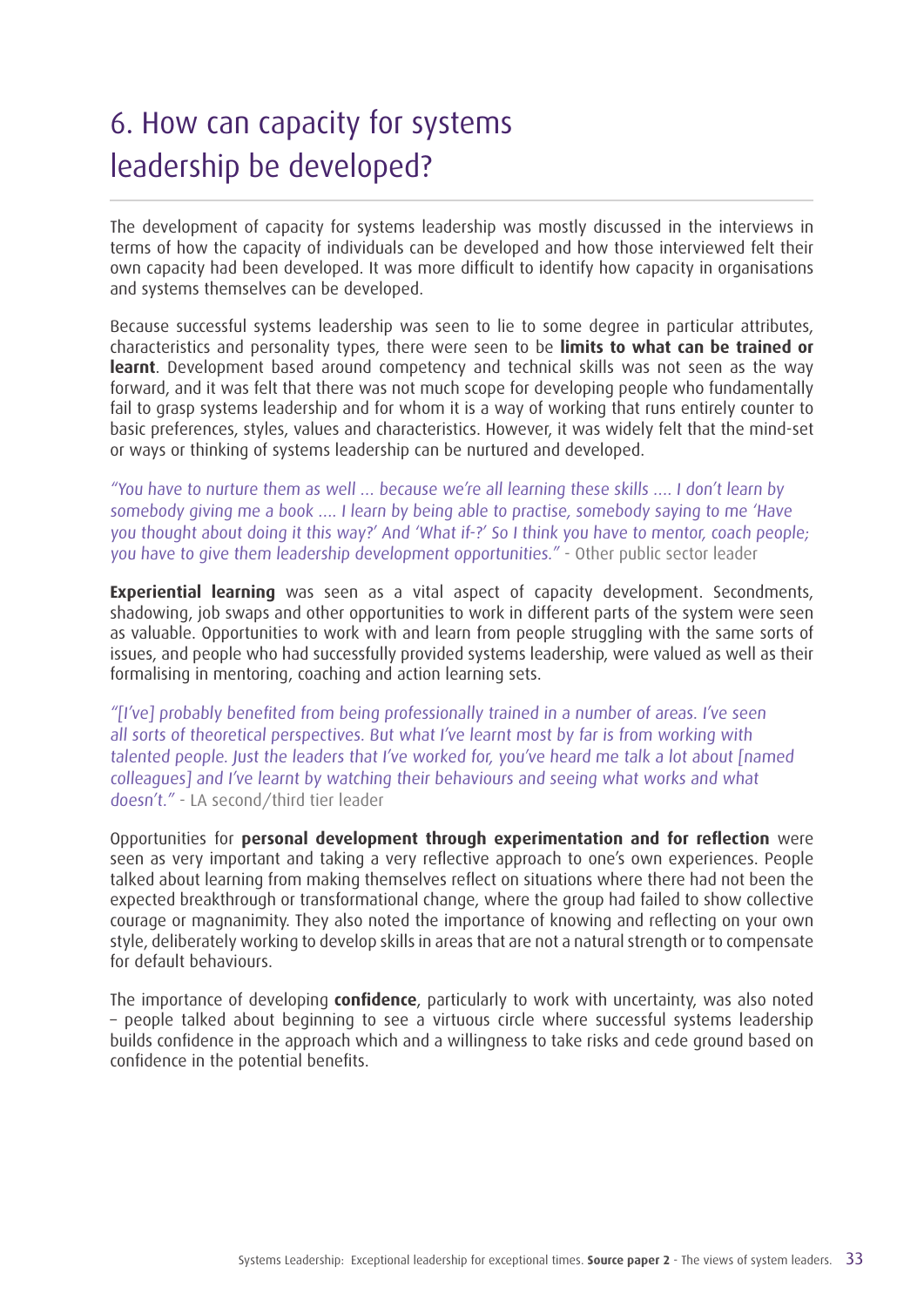# 6. How can capacity for systems leadership be developed?

The development of capacity for systems leadership was mostly discussed in the interviews in terms of how the capacity of individuals can be developed and how those interviewed felt their own capacity had been developed. It was more difficult to identify how capacity in organisations and systems themselves can be developed.

Because successful systems leadership was seen to lie to some degree in particular attributes, characteristics and personality types, there were seen to be **limits to what can be trained or learnt**. Development based around competency and technical skills was not seen as the way forward, and it was felt that there was not much scope for developing people who fundamentally fail to grasp systems leadership and for whom it is a way of working that runs entirely counter to basic preferences, styles, values and characteristics. However, it was widely felt that the mind-set or ways or thinking of systems leadership can be nurtured and developed.

*"You have to nurture them as well ... because we're all learning these skills .... I don't learn by somebody giving me a book .... I learn by being able to practise, somebody saying to me 'Have you thought about doing it this way?' And 'What if-?' So I think you have to mentor, coach people; you have to give them leadership development opportunities."* - Other public sector leader

**Experiential learning** was seen as a vital aspect of capacity development. Secondments, shadowing, job swaps and other opportunities to work in different parts of the system were seen as valuable. Opportunities to work with and learn from people struggling with the same sorts of issues, and people who had successfully provided systems leadership, were valued as well as their formalising in mentoring, coaching and action learning sets.

*"[I've] probably benefited from being professionally trained in a number of areas. I've seen all sorts of theoretical perspectives. But what I've learnt most by far is from working with talented people. Just the leaders that I've worked for, you've heard me talk a lot about [named colleagues] and I've learnt by watching their behaviours and seeing what works and what doesn't."* - LA second/third tier leader

Opportunities for **personal development through experimentation and for reflection** were seen as very important and taking a very reflective approach to one's own experiences. People talked about learning from making themselves reflect on situations where there had not been the expected breakthrough or transformational change, where the group had failed to show collective courage or magnanimity. They also noted the importance of knowing and reflecting on your own style, deliberately working to develop skills in areas that are not a natural strength or to compensate for default behaviours.

The importance of developing **confidence**, particularly to work with uncertainty, was also noted – people talked about beginning to see a virtuous circle where successful systems leadership builds confidence in the approach which and a willingness to take risks and cede ground based on confidence in the potential benefits.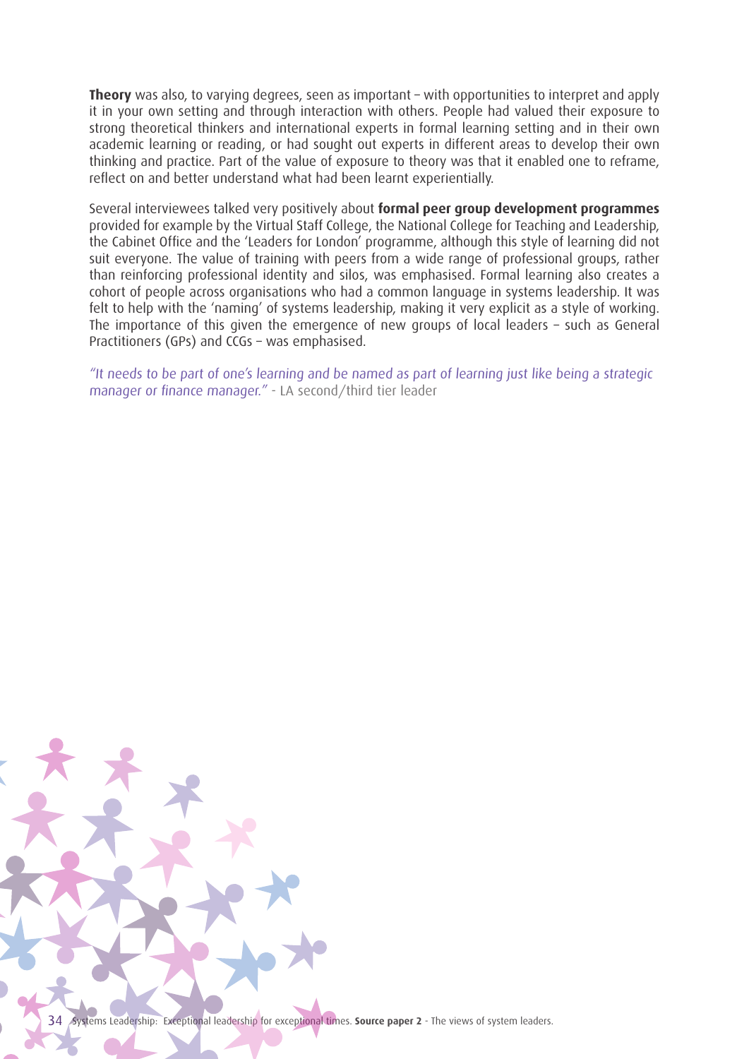**Theory** was also, to varying degrees, seen as important – with opportunities to interpret and apply it in your own setting and through interaction with others. People had valued their exposure to strong theoretical thinkers and international experts in formal learning setting and in their own academic learning or reading, or had sought out experts in different areas to develop their own thinking and practice. Part of the value of exposure to theory was that it enabled one to reframe, reflect on and better understand what had been learnt experientially.

Several interviewees talked very positively about **formal peer group development programmes** provided for example by the Virtual Staff College, the National College for Teaching and Leadership, the Cabinet Office and the 'Leaders for London' programme, although this style of learning did not suit everyone. The value of training with peers from a wide range of professional groups, rather than reinforcing professional identity and silos, was emphasised. Formal learning also creates a cohort of people across organisations who had a common language in systems leadership. It was felt to help with the 'naming' of systems leadership, making it very explicit as a style of working. The importance of this given the emergence of new groups of local leaders – such as General Practitioners (GPs) and CCGs – was emphasised.

*"It needs to be part of one's learning and be named as part of learning just like being a strategic manager or finance manager."* - LA second/third tier leader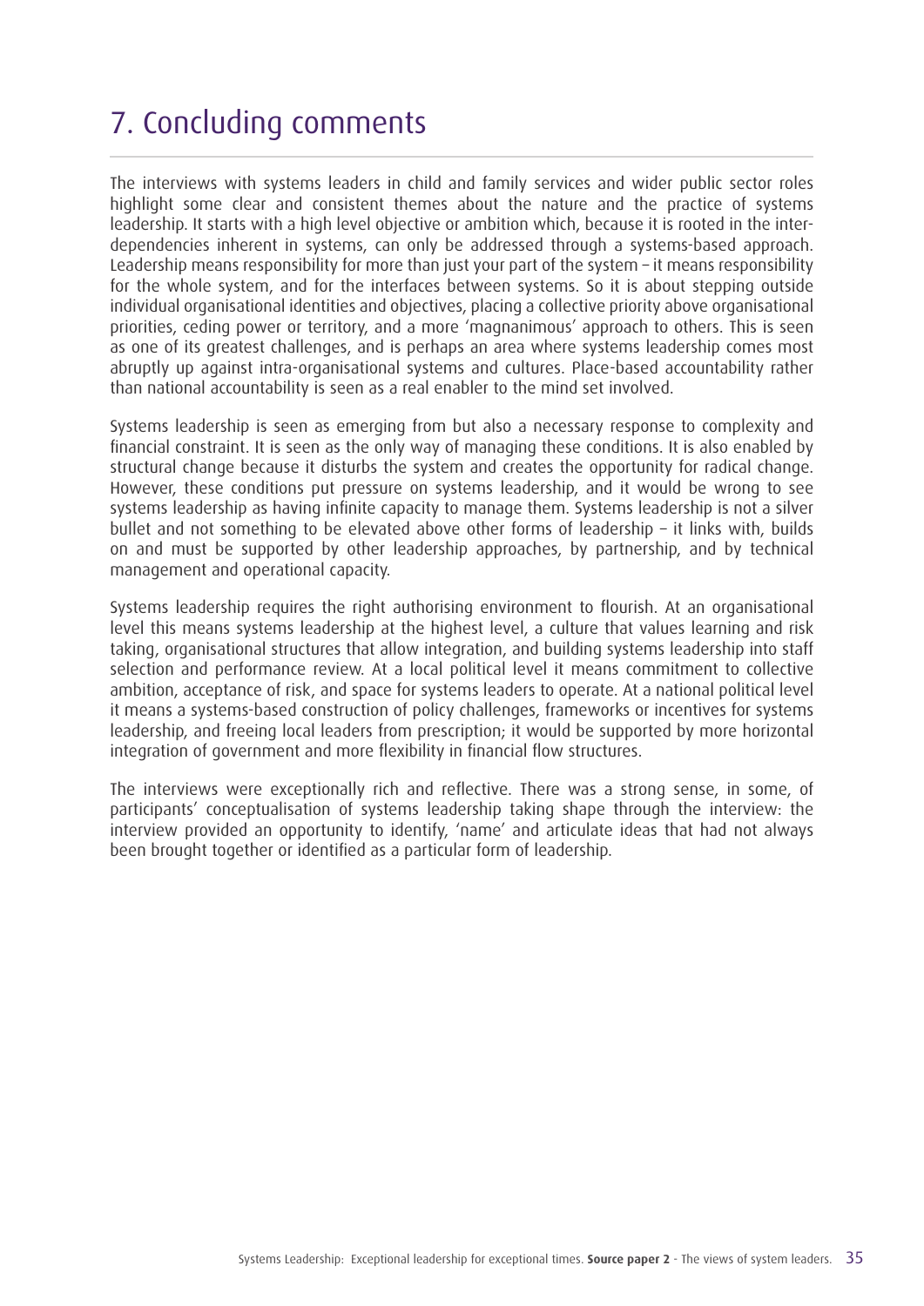# 7. Concluding comments

The interviews with systems leaders in child and family services and wider public sector roles highlight some clear and consistent themes about the nature and the practice of systems leadership. It starts with a high level objective or ambition which, because it is rooted in the inter-dependencies inherent in systems, can only be addressed through a systems-based approach. Leadership means responsibility for more than just your part of the system – it means responsibility for the whole system, and for the interfaces between systems. So it is about stepping outside individual organisational identities and objectives, placing a collective priority above organisational priorities, ceding power or territory, and a more 'magnanimous' approach to others. This is seen as one of its greatest challenges, and is perhaps an area where systems leadership comes most abruptly up against intra-organisational systems and cultures. Place-based accountability rather than national accountability is seen as a real enabler to the mind set involved.

Systems leadership is seen as emerging from but also a necessary response to complexity and financial constraint. It is seen as the only way of managing these conditions. It is also enabled by structural change because it disturbs the system and creates the opportunity for radical change. However, these conditions put pressure on systems leadership, and it would be wrong to see systems leadership as having infinite capacity to manage them. Systems leadership is not a silver bullet and not something to be elevated above other forms of leadership – it links with, builds on and must be supported by other leadership approaches, by partnership, and by technical management and operational capacity.

Systems leadership requires the right authorising environment to flourish. At an organisational level this means systems leadership at the highest level, a culture that values learning and risk taking, organisational structures that allow integration, and building systems leadership into staff selection and performance review. At a local political level it means commitment to collective ambition, acceptance of risk, and space for systems leaders to operate. At a national political level it means a systems-based construction of policy challenges, frameworks or incentives for systems leadership, and freeing local leaders from prescription; it would be supported by more horizontal integration of government and more flexibility in financial flow structures.

The interviews were exceptionally rich and reflective. There was a strong sense, in some, of participants' conceptualisation of systems leadership taking shape through the interview: the interview provided an opportunity to identify, 'name' and articulate ideas that had not always been brought together or identified as a particular form of leadership.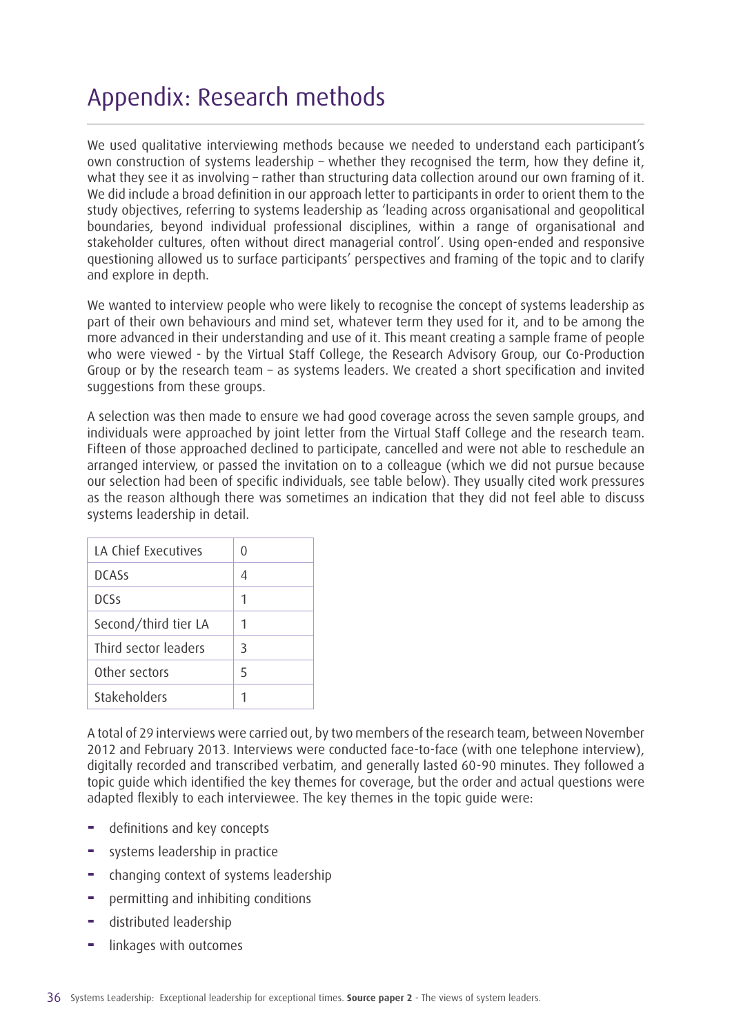# Appendix: Research methods

We used qualitative interviewing methods because we needed to understand each participant's own construction of systems leadership – whether they recognised the term, how they define it, what they see it as involving – rather than structuring data collection around our own framing of it. We did include a broad definition in our approach letter to participants in order to orient them to the study objectives, referring to systems leadership as 'leading across organisational and geopolitical boundaries, beyond individual professional disciplines, within a range of organisational and stakeholder cultures, often without direct managerial control'. Using open-ended and responsive questioning allowed us to surface participants' perspectives and framing of the topic and to clarify and explore in depth.

We wanted to interview people who were likely to recognise the concept of systems leadership as part of their own behaviours and mind set, whatever term they used for it, and to be among the more advanced in their understanding and use of it. This meant creating a sample frame of people who were viewed - by the Virtual Staff College, the Research Advisory Group, our Co-Production Group or by the research team – as systems leaders. We created a short specification and invited suggestions from these groups.

A selection was then made to ensure we had good coverage across the seven sample groups, and individuals were approached by joint letter from the Virtual Staff College and the research team. Fifteen of those approached declined to participate, cancelled and were not able to reschedule an arranged interview, or passed the invitation on to a colleague (which we did not pursue because our selection had been of specific individuals, see table below). They usually cited work pressures as the reason although there was sometimes an indication that they did not feel able to discuss systems leadership in detail.

| | |
|---|---|
| LA Chief Executives | 0 |
| DCASs | 4 |
| DCSs | 1 |
| Second/third tier LA | 1 |
| Third sector leaders | 3 |
| Other sectors | 5 |
| Stakeholders | 1 |

A total of 29 interviews were carried out, by two members of the research team, between November 2012 and February 2013. Interviews were conducted face-to-face (with one telephone interview), digitally recorded and transcribed verbatim, and generally lasted 60-90 minutes. They followed a topic guide which identified the key themes for coverage, but the order and actual questions were adapted flexibly to each interviewee. The key themes in the topic guide were:

- definitions and key concepts
- systems leadership in practice
- changing context of systems leadership
- permitting and inhibiting conditions
- distributed leadership
- linkages with outcomes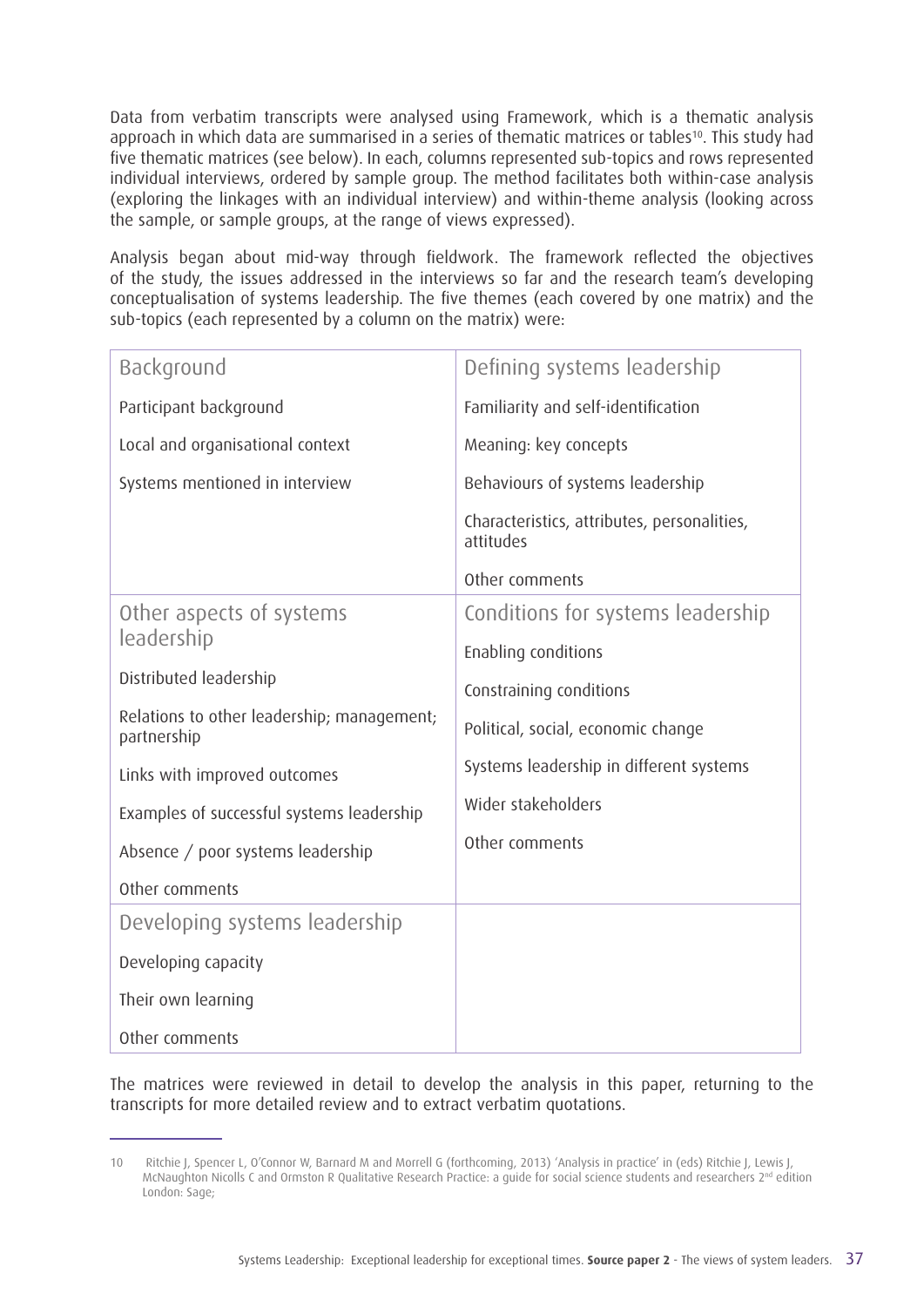Data from verbatim transcripts were analysed using Framework, which is a thematic analysis approach in which data are summarised in a series of thematic matrices or tables[10]. This study had five thematic matrices (see below). In each, columns represented sub-topics and rows represented individual interviews, ordered by sample group. The method facilitates both within-case analysis (exploring the linkages with an individual interview) and within-theme analysis (looking across the sample, or sample groups, at the range of views expressed).

Analysis began about mid-way through fieldwork. The framework reflected the objectives of the study, the issues addressed in the interviews so far and the research team's developing conceptualisation of systems leadership. The five themes (each covered by one matrix) and the sub-topics (each represented by a column on the matrix) were:

| Background | Defining systems leadership |
|---|---|
| Participant background<br>Local and organisational context<br>Systems mentioned in interview | Familiarity and self-identification<br>Meaning: key concepts<br>Behaviours of systems leadership<br>Characteristics, attributes, personalities, attitudes<br>Other comments |
| **Other aspects of systems leadership** | **Conditions for systems leadership** |
| Distributed leadership<br>Relations to other leadership; management; partnership<br>Links with improved outcomes<br>Examples of successful systems leadership<br>Absence / poor systems leadership<br>Other comments | Enabling conditions<br>Constraining conditions<br>Political, social, economic change<br>Systems leadership in different systems<br>Wider stakeholders<br>Other comments |
| **Developing systems leadership** | |
| Developing capacity<br>Their own learning<br>Other comments | |

The matrices were reviewed in detail to develop the analysis in this paper, returning to the transcripts for more detailed review and to extract verbatim quotations.

---

10 Ritchie J, Spencer L, O'Connor W, Barnard M and Morrell G (forthcoming, 2013) 'Analysis in practice' in (eds) Ritchie J, Lewis J, McNaughton Nicolls C and Ormston R Qualitative Research Practice: a guide for social science students and researchers 2nd edition London: Sage;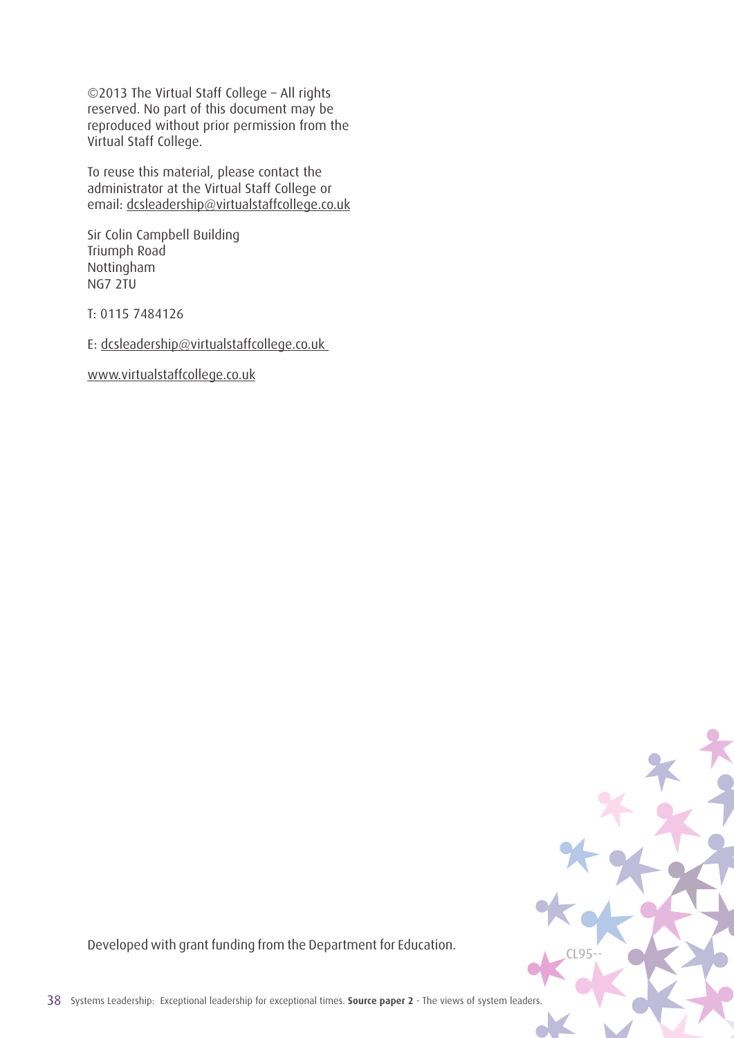©2013 The Virtual Staff College – All rights reserved. No part of this document may be reproduced without prior permission from the Virtual Staff College.

To reuse this material, please contact the administrator at the Virtual Staff College or email: dcsleadership@virtualstaffcollege.co.uk

Sir Colin Campbell Building
Triumph Road
Nottingham
NG7 2TU

T: 0115 7484126

E: dcsleadership@virtualstaffcollege.co.uk

www.virtualstaffcollege.co.uk

Developed with grant funding from the Department for Education.

CL95--